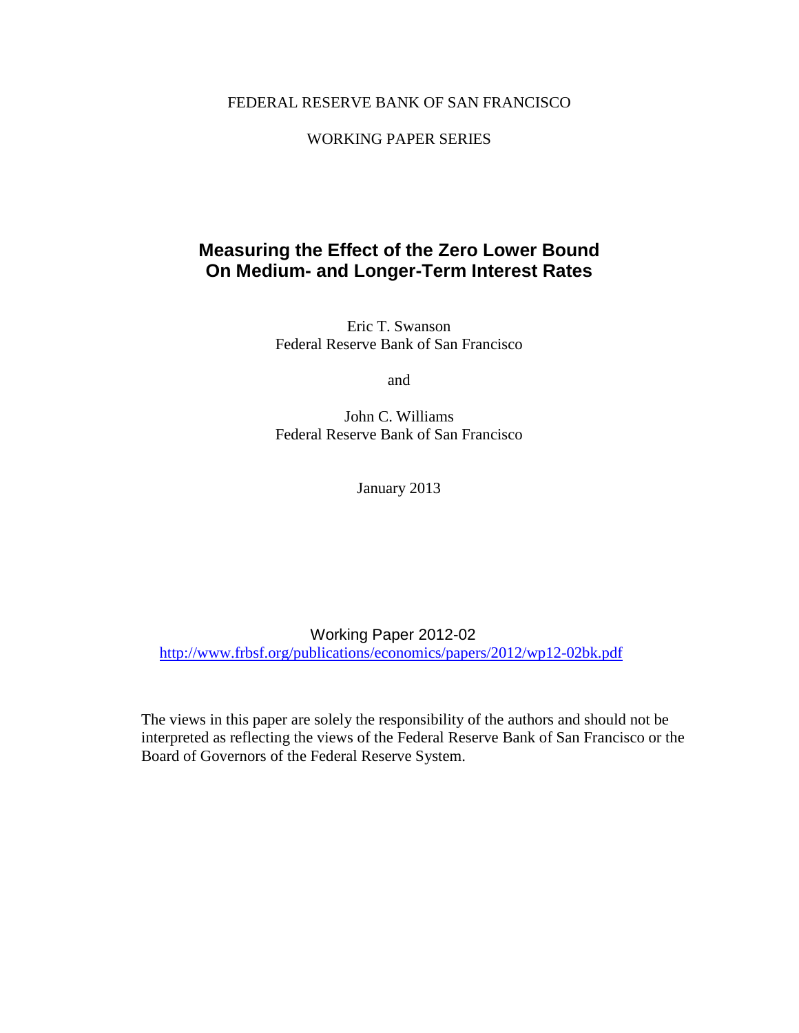FEDERAL RESERVE BANK OF SAN FRANCISCO

WORKING PAPER SERIES

# Measuring the Effect of the Zero Lower Bound On Medium- and Longer-Term Interest Rates

Eric T. Swanson
Federal Reserve Bank of San Francisco

and

John C. Williams
Federal Reserve Bank of San Francisco

January 2013

Working Paper 2012-02
http://www.frbsf.org/publications/economics/papers/2012/wp12-02bk.pdf

The views in this paper are solely the responsibility of the authors and should not be interpreted as reflecting the views of the Federal Reserve Bank of San Francisco or the Board of Governors of the Federal Reserve System.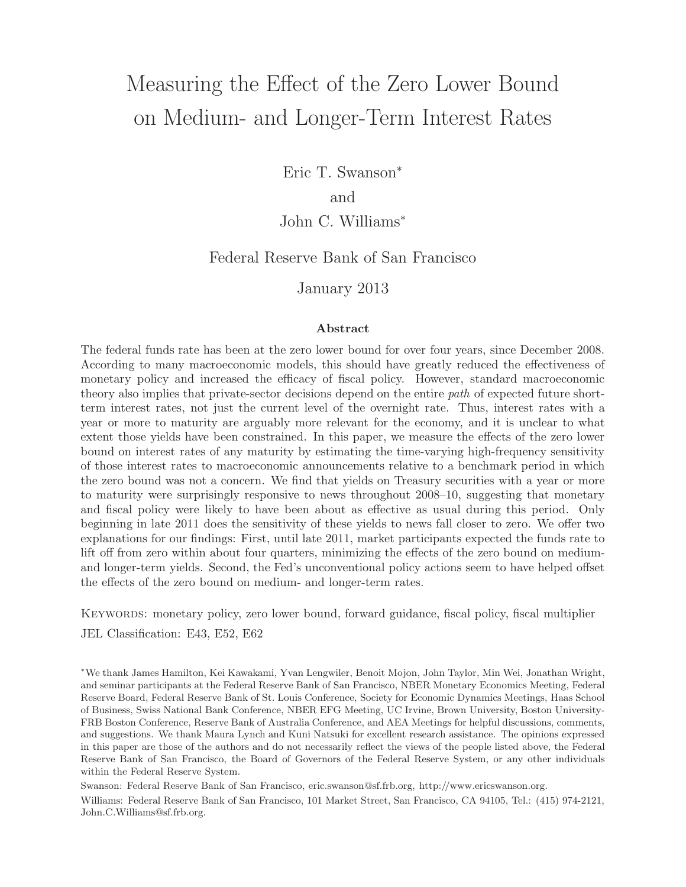# Measuring the Effect of the Zero Lower Bound on Medium- and Longer-Term Interest Rates

Eric T. Swanson*

and

John C. Williams*

Federal Reserve Bank of San Francisco

January 2013

### Abstract

The federal funds rate has been at the zero lower bound for over four years, since December 2008. According to many macroeconomic models, this should have greatly reduced the effectiveness of monetary policy and increased the efficacy of fiscal policy. However, standard macroeconomic theory also implies that private-sector decisions depend on the entire *path* of expected future short-term interest rates, not just the current level of the overnight rate. Thus, interest rates with a year or more to maturity are arguably more relevant for the economy, and it is unclear to what extent those yields have been constrained. In this paper, we measure the effects of the zero lower bound on interest rates of any maturity by estimating the time-varying high-frequency sensitivity of those interest rates to macroeconomic announcements relative to a benchmark period in which the zero bound was not a concern. We find that yields on Treasury securities with a year or more to maturity were surprisingly responsive to news throughout 2008–10, suggesting that monetary and fiscal policy were likely to have been about as effective as usual during this period. Only beginning in late 2011 does the sensitivity of these yields to news fall closer to zero. We offer two explanations for our findings: First, until late 2011, market participants expected the funds rate to lift off from zero within about four quarters, minimizing the effects of the zero bound on medium- and longer-term yields. Second, the Fed's unconventional policy actions seem to have helped offset the effects of the zero bound on medium- and longer-term rates.

Keywords: monetary policy, zero lower bound, forward guidance, fiscal policy, fiscal multiplier

JEL Classification: E43, E52, E62

*We thank James Hamilton, Kei Kawakami, Yvan Lengwiler, Benoit Mojon, John Taylor, Min Wei, Jonathan Wright, and seminar participants at the Federal Reserve Bank of San Francisco, NBER Monetary Economics Meeting, Federal Reserve Board, Federal Reserve Bank of St. Louis Conference, Society for Economic Dynamics Meetings, Haas School of Business, Swiss National Bank Conference, NBER EFG Meeting, UC Irvine, Brown University, Boston University-FRB Boston Conference, Reserve Bank of Australia Conference, and AEA Meetings for helpful discussions, comments, and suggestions. We thank Maura Lynch and Kuni Natsuki for excellent research assistance. The opinions expressed in this paper are those of the authors and do not necessarily reflect the views of the people listed above, the Federal Reserve Bank of San Francisco, the Board of Governors of the Federal Reserve System, or any other individuals within the Federal Reserve System.

Swanson: Federal Reserve Bank of San Francisco, eric.swanson@sf.frb.org, http://www.ericswanson.org.

Williams: Federal Reserve Bank of San Francisco, 101 Market Street, San Francisco, CA 94105, Tel.: (415) 974-2121, John.C.Williams@sf.frb.org.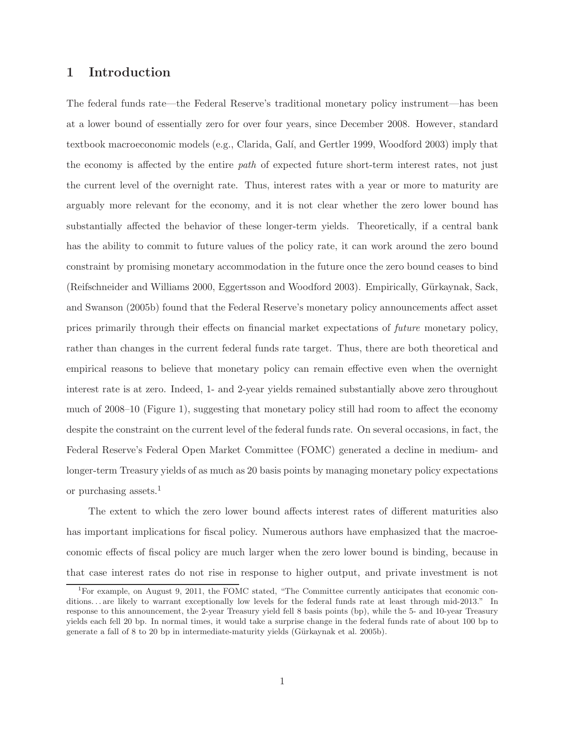## 1 Introduction

The federal funds rate—the Federal Reserve's traditional monetary policy instrument—has been at a lower bound of essentially zero for over four years, since December 2008. However, standard textbook macroeconomic models (e.g., Clarida, Galí, and Gertler 1999, Woodford 2003) imply that the economy is affected by the entire *path* of expected future short-term interest rates, not just the current level of the overnight rate. Thus, interest rates with a year or more to maturity are arguably more relevant for the economy, and it is not clear whether the zero lower bound has substantially affected the behavior of these longer-term yields. Theoretically, if a central bank has the ability to commit to future values of the policy rate, it can work around the zero bound constraint by promising monetary accommodation in the future once the zero bound ceases to bind (Reifschneider and Williams 2000, Eggertsson and Woodford 2003). Empirically, Gürkaynak, Sack, and Swanson (2005b) found that the Federal Reserve's monetary policy announcements affect asset prices primarily through their effects on financial market expectations of *future* monetary policy, rather than changes in the current federal funds rate target. Thus, there are both theoretical and empirical reasons to believe that monetary policy can remain effective even when the overnight interest rate is at zero. Indeed, 1- and 2-year yields remained substantially above zero throughout much of 2008–10 (Figure 1), suggesting that monetary policy still had room to affect the economy despite the constraint on the current level of the federal funds rate. On several occasions, in fact, the Federal Reserve's Federal Open Market Committee (FOMC) generated a decline in medium- and longer-term Treasury yields of as much as 20 basis points by managing monetary policy expectations or purchasing assets.[1]

The extent to which the zero lower bound affects interest rates of different maturities also has important implications for fiscal policy. Numerous authors have emphasized that the macroeconomic effects of fiscal policy are much larger when the zero lower bound is binding, because in that case interest rates do not rise in response to higher output, and private investment is not

[1] For example, on August 9, 2011, the FOMC stated, "The Committee currently anticipates that economic conditions. . . are likely to warrant exceptionally low levels for the federal funds rate at least through mid-2013." In response to this announcement, the 2-year Treasury yield fell 8 basis points (bp), while the 5- and 10-year Treasury yields each fell 20 bp. In normal times, it would take a surprise change in the federal funds rate of about 100 bp to generate a fall of 8 to 20 bp in intermediate-maturity yields (Gürkaynak et al. 2005b).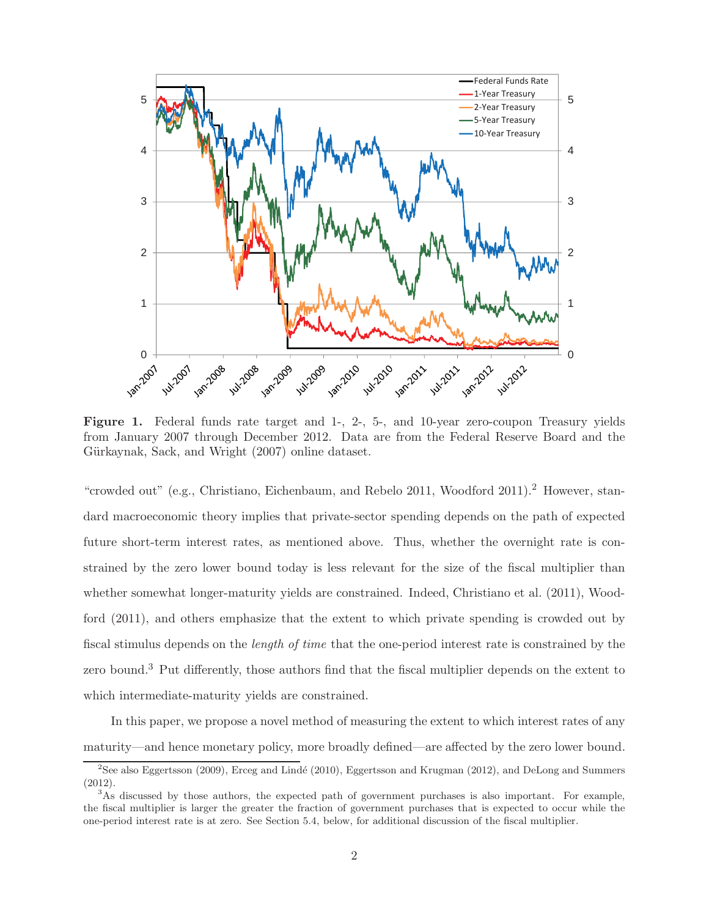**Figure 1.** Federal funds rate target and 1-, 2-, 5-, and 10-year zero-coupon Treasury yields from January 2007 through December 2012. Data are from the Federal Reserve Board and the Gürkaynak, Sack, and Wright (2007) online dataset.

"crowded out" (e.g., Christiano, Eichenbaum, and Rebelo 2011, Woodford 2011).[2] However, standard macroeconomic theory implies that private-sector spending depends on the path of expected future short-term interest rates, as mentioned above. Thus, whether the overnight rate is constrained by the zero lower bound today is less relevant for the size of the fiscal multiplier than whether somewhat longer-maturity yields are constrained. Indeed, Christiano et al. (2011), Woodford (2011), and others emphasize that the extent to which private spending is crowded out by fiscal stimulus depends on the *length of time* that the one-period interest rate is constrained by the zero bound.[3] Put differently, those authors find that the fiscal multiplier depends on the extent to which intermediate-maturity yields are constrained.

In this paper, we propose a novel method of measuring the extent to which interest rates of any maturity—and hence monetary policy, more broadly defined—are affected by the zero lower bound.

[2] See also Eggertsson (2009), Erceg and Lindé (2010), Eggertsson and Krugman (2012), and DeLong and Summers (2012).

[3] As discussed by those authors, the expected path of government purchases is also important. For example, the fiscal multiplier is larger the greater the fraction of government purchases that is expected to occur while the one-period interest rate is at zero. See Section 5.4, below, for additional discussion of the fiscal multiplier.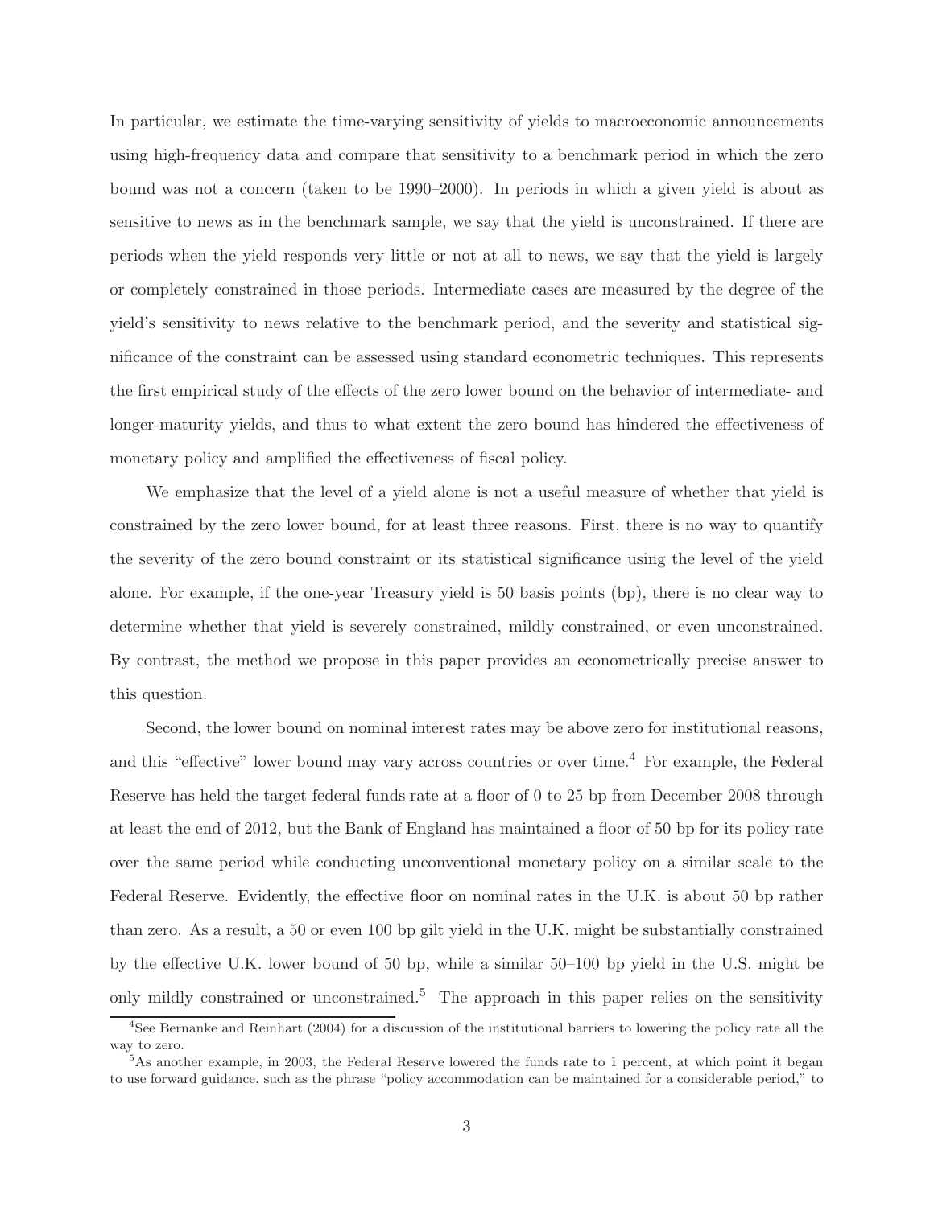In particular, we estimate the time-varying sensitivity of yields to macroeconomic announcements using high-frequency data and compare that sensitivity to a benchmark period in which the zero bound was not a concern (taken to be 1990–2000). In periods in which a given yield is about as sensitive to news as in the benchmark sample, we say that the yield is unconstrained. If there are periods when the yield responds very little or not at all to news, we say that the yield is largely or completely constrained in those periods. Intermediate cases are measured by the degree of the yield's sensitivity to news relative to the benchmark period, and the severity and statistical significance of the constraint can be assessed using standard econometric techniques. This represents the first empirical study of the effects of the zero lower bound on the behavior of intermediate- and longer-maturity yields, and thus to what extent the zero bound has hindered the effectiveness of monetary policy and amplified the effectiveness of fiscal policy.

We emphasize that the level of a yield alone is not a useful measure of whether that yield is constrained by the zero lower bound, for at least three reasons. First, there is no way to quantify the severity of the zero bound constraint or its statistical significance using the level of the yield alone. For example, if the one-year Treasury yield is 50 basis points (bp), there is no clear way to determine whether that yield is severely constrained, mildly constrained, or even unconstrained. By contrast, the method we propose in this paper provides an econometrically precise answer to this question.

Second, the lower bound on nominal interest rates may be above zero for institutional reasons, and this "effective" lower bound may vary across countries or over time.[4] For example, the Federal Reserve has held the target federal funds rate at a floor of 0 to 25 bp from December 2008 through at least the end of 2012, but the Bank of England has maintained a floor of 50 bp for its policy rate over the same period while conducting unconventional monetary policy on a similar scale to the Federal Reserve. Evidently, the effective floor on nominal rates in the U.K. is about 50 bp rather than zero. As a result, a 50 or even 100 bp gilt yield in the U.K. might be substantially constrained by the effective U.K. lower bound of 50 bp, while a similar 50–100 bp yield in the U.S. might be only mildly constrained or unconstrained.[5] The approach in this paper relies on the sensitivity

[4] See Bernanke and Reinhart (2004) for a discussion of the institutional barriers to lowering the policy rate all the way to zero.

[5] As another example, in 2003, the Federal Reserve lowered the funds rate to 1 percent, at which point it began to use forward guidance, such as the phrase "policy accommodation can be maintained for a considerable period," to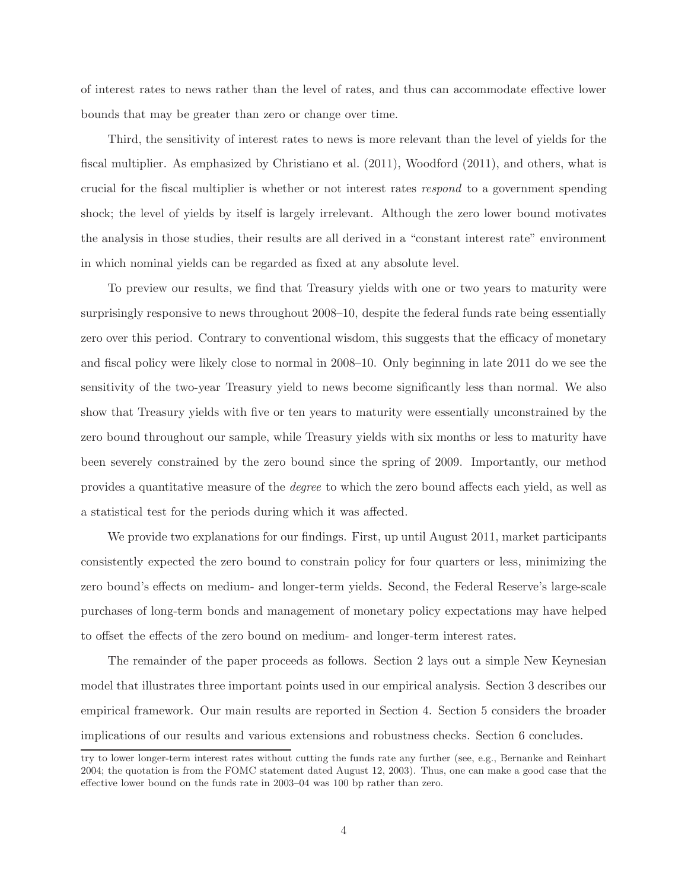of interest rates to news rather than the level of rates, and thus can accommodate effective lower bounds that may be greater than zero or change over time.

Third, the sensitivity of interest rates to news is more relevant than the level of yields for the fiscal multiplier. As emphasized by Christiano et al. (2011), Woodford (2011), and others, what is crucial for the fiscal multiplier is whether or not interest rates *respond* to a government spending shock; the level of yields by itself is largely irrelevant. Although the zero lower bound motivates the analysis in those studies, their results are all derived in a "constant interest rate" environment in which nominal yields can be regarded as fixed at any absolute level.

To preview our results, we find that Treasury yields with one or two years to maturity were surprisingly responsive to news throughout 2008–10, despite the federal funds rate being essentially zero over this period. Contrary to conventional wisdom, this suggests that the efficacy of monetary and fiscal policy were likely close to normal in 2008–10. Only beginning in late 2011 do we see the sensitivity of the two-year Treasury yield to news become significantly less than normal. We also show that Treasury yields with five or ten years to maturity were essentially unconstrained by the zero bound throughout our sample, while Treasury yields with six months or less to maturity have been severely constrained by the zero bound since the spring of 2009. Importantly, our method provides a quantitative measure of the *degree* to which the zero bound affects each yield, as well as a statistical test for the periods during which it was affected.

We provide two explanations for our findings. First, up until August 2011, market participants consistently expected the zero bound to constrain policy for four quarters or less, minimizing the zero bound's effects on medium- and longer-term yields. Second, the Federal Reserve's large-scale purchases of long-term bonds and management of monetary policy expectations may have helped to offset the effects of the zero bound on medium- and longer-term interest rates.

The remainder of the paper proceeds as follows. Section 2 lays out a simple New Keynesian model that illustrates three important points used in our empirical analysis. Section 3 describes our empirical framework. Our main results are reported in Section 4. Section 5 considers the broader implications of our results and various extensions and robustness checks. Section 6 concludes.

try to lower longer-term interest rates without cutting the funds rate any further (see, e.g., Bernanke and Reinhart 2004; the quotation is from the FOMC statement dated August 12, 2003). Thus, one can make a good case that the effective lower bound on the funds rate in 2003–04 was 100 bp rather than zero.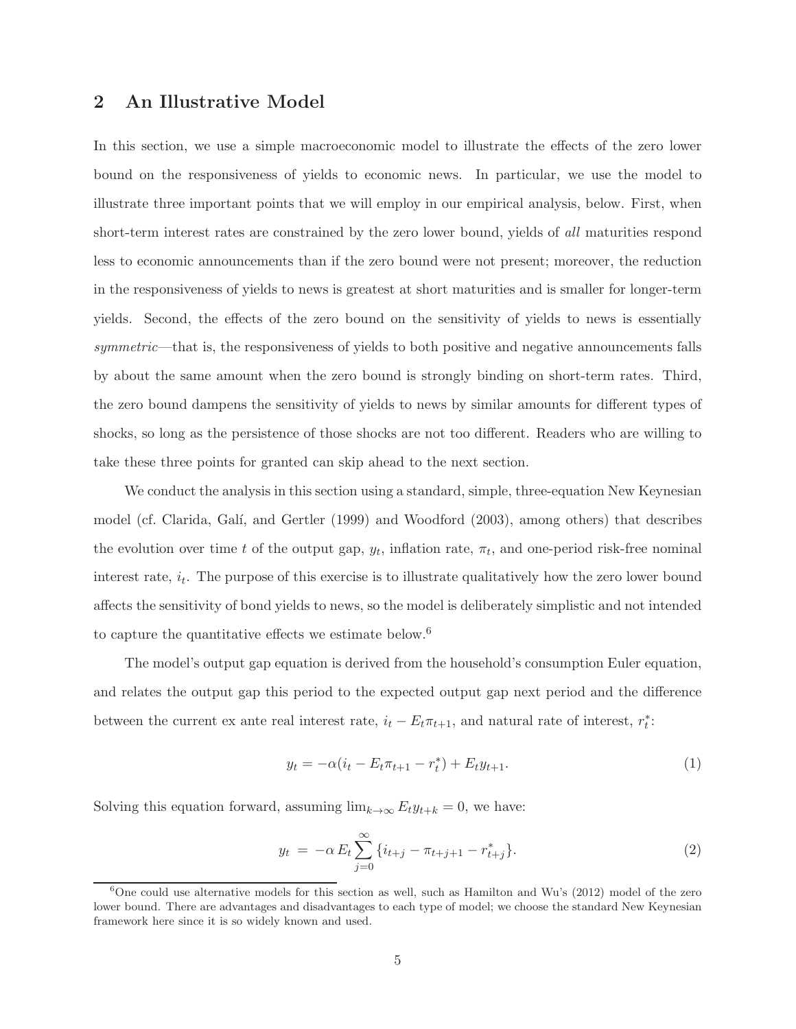## 2 An Illustrative Model

In this section, we use a simple macroeconomic model to illustrate the effects of the zero lower bound on the responsiveness of yields to economic news. In particular, we use the model to illustrate three important points that we will employ in our empirical analysis, below. First, when short-term interest rates are constrained by the zero lower bound, yields of *all* maturities respond less to economic announcements than if the zero bound were not present; moreover, the reduction in the responsiveness of yields to news is greatest at short maturities and is smaller for longer-term yields. Second, the effects of the zero bound on the sensitivity of yields to news is essentially *symmetric*—that is, the responsiveness of yields to both positive and negative announcements falls by about the same amount when the zero bound is strongly binding on short-term rates. Third, the zero bound dampens the sensitivity of yields to news by similar amounts for different types of shocks, so long as the persistence of those shocks are not too different. Readers who are willing to take these three points for granted can skip ahead to the next section.

We conduct the analysis in this section using a standard, simple, three-equation New Keynesian model (cf. Clarida, Galí, and Gertler (1999) and Woodford (2003), among others) that describes the evolution over time $t$ of the output gap, $y_t$, inflation rate, $\pi_t$, and one-period risk-free nominal interest rate, $i_t$. The purpose of this exercise is to illustrate qualitatively how the zero lower bound affects the sensitivity of bond yields to news, so the model is deliberately simplistic and not intended to capture the quantitative effects we estimate below.[6]

The model's output gap equation is derived from the household's consumption Euler equation, and relates the output gap this period to the expected output gap next period and the difference between the current ex ante real interest rate, $i_t - E_t\pi_{t+1}$, and natural rate of interest, $r_t^*$:

$$y_t = -\alpha(i_t - E_t\pi_{t+1} - r_t^*) + E_t y_{t+1}. \tag{1}$$

Solving this equation forward, assuming $\lim_{k\to\infty} E_t y_{t+k} = 0$, we have:

$$y_t \;=\; -\alpha\, E_t \sum_{j=0}^{\infty} \{i_{t+j} - \pi_{t+j+1} - r_{t+j}^*\}. \tag{2}$$

[6] One could use alternative models for this section as well, such as Hamilton and Wu's (2012) model of the zero lower bound. There are advantages and disadvantages to each type of model; we choose the standard New Keynesian framework here since it is so widely known and used.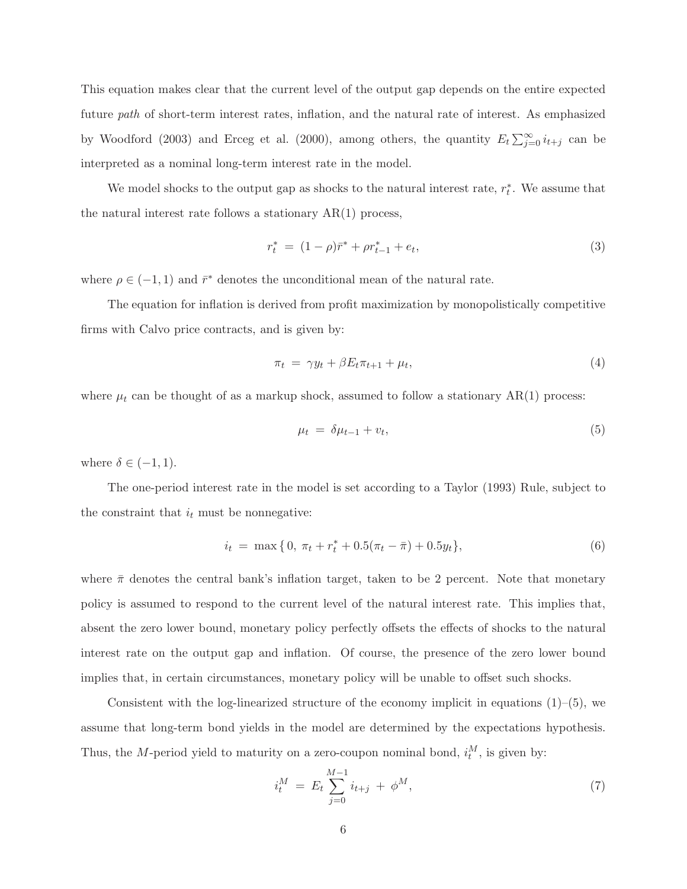This equation makes clear that the current level of the output gap depends on the entire expected future *path* of short-term interest rates, inflation, and the natural rate of interest. As emphasized by Woodford (2003) and Erceg et al. (2000), among others, the quantity $E_t \sum_{j=0}^{\infty} i_{t+j}$ can be interpreted as a nominal long-term interest rate in the model.

We model shocks to the output gap as shocks to the natural interest rate, $r_t^*$. We assume that the natural interest rate follows a stationary AR(1) process,

$$r_t^* = (1-\rho)\bar{r}^* + \rho r_{t-1}^* + e_t, \tag{3}$$

where $\rho \in (-1, 1)$ and $\bar{r}^*$ denotes the unconditional mean of the natural rate.

The equation for inflation is derived from profit maximization by monopolistically competitive firms with Calvo price contracts, and is given by:

$$\pi_t = \gamma y_t + \beta E_t \pi_{t+1} + \mu_t, \tag{4}$$

where $\mu_t$ can be thought of as a markup shock, assumed to follow a stationary AR(1) process:

$$\mu_t = \delta \mu_{t-1} + v_t, \tag{5}$$

where $\delta \in (-1, 1)$.

The one-period interest rate in the model is set according to a Taylor (1993) Rule, subject to the constraint that $i_t$ must be nonnegative:

$$i_t = \max\{0,\ \pi_t + r_t^* + 0.5(\pi_t - \bar{\pi}) + 0.5 y_t\}, \tag{6}$$

where $\bar{\pi}$ denotes the central bank's inflation target, taken to be 2 percent. Note that monetary policy is assumed to respond to the current level of the natural interest rate. This implies that, absent the zero lower bound, monetary policy perfectly offsets the effects of shocks to the natural interest rate on the output gap and inflation. Of course, the presence of the zero lower bound implies that, in certain circumstances, monetary policy will be unable to offset such shocks.

Consistent with the log-linearized structure of the economy implicit in equations (1)–(5), we assume that long-term bond yields in the model are determined by the expectations hypothesis. Thus, the $M$-period yield to maturity on a zero-coupon nominal bond, $i_t^M$, is given by:

$$i_t^M = E_t \sum_{j=0}^{M-1} i_{t+j} + \phi^M, \tag{7}$$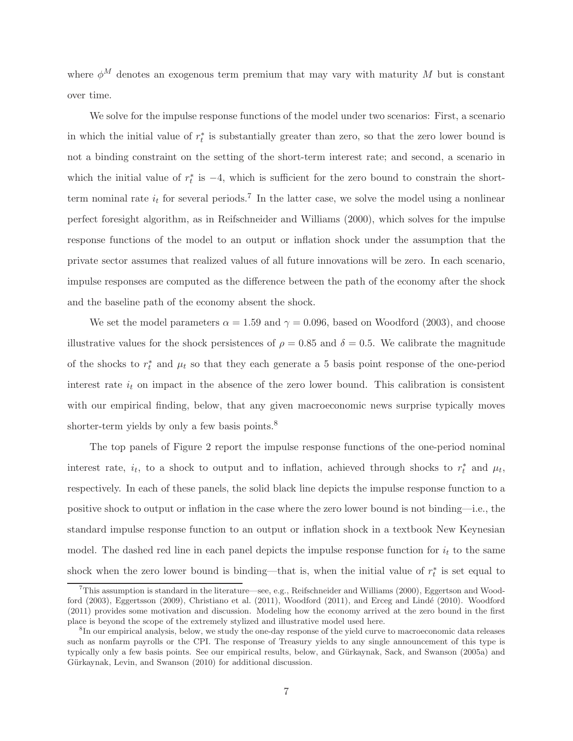where $\phi^M$ denotes an exogenous term premium that may vary with maturity $M$ but is constant over time.

We solve for the impulse response functions of the model under two scenarios: First, a scenario in which the initial value of $r_t^*$ is substantially greater than zero, so that the zero lower bound is not a binding constraint on the setting of the short-term interest rate; and second, a scenario in which the initial value of $r_t^*$ is $-4$, which is sufficient for the zero bound to constrain the short-term nominal rate $i_t$ for several periods.[7] In the latter case, we solve the model using a nonlinear perfect foresight algorithm, as in Reifschneider and Williams (2000), which solves for the impulse response functions of the model to an output or inflation shock under the assumption that the private sector assumes that realized values of all future innovations will be zero. In each scenario, impulse responses are computed as the difference between the path of the economy after the shock and the baseline path of the economy absent the shock.

We set the model parameters $\alpha = 1.59$ and $\gamma = 0.096$, based on Woodford (2003), and choose illustrative values for the shock persistences of $\rho = 0.85$ and $\delta = 0.5$. We calibrate the magnitude of the shocks to $r_t^*$ and $\mu_t$ so that they each generate a 5 basis point response of the one-period interest rate $i_t$ on impact in the absence of the zero lower bound. This calibration is consistent with our empirical finding, below, that any given macroeconomic news surprise typically moves shorter-term yields by only a few basis points.[8]

The top panels of Figure 2 report the impulse response functions of the one-period nominal interest rate, $i_t$, to a shock to output and to inflation, achieved through shocks to $r_t^*$ and $\mu_t$, respectively. In each of these panels, the solid black line depicts the impulse response function to a positive shock to output or inflation in the case where the zero lower bound is not binding—i.e., the standard impulse response function to an output or inflation shock in a textbook New Keynesian model. The dashed red line in each panel depicts the impulse response function for $i_t$ to the same shock when the zero lower bound is binding—that is, when the initial value of $r_t^*$ is set equal to

[7] This assumption is standard in the literature—see, e.g., Reifschneider and Williams (2000), Eggertson and Woodford (2003), Eggertsson (2009), Christiano et al. (2011), Woodford (2011), and Erceg and Lindé (2010). Woodford (2011) provides some motivation and discussion. Modeling how the economy arrived at the zero bound in the first place is beyond the scope of the extremely stylized and illustrative model used here.

[8] In our empirical analysis, below, we study the one-day response of the yield curve to macroeconomic data releases such as nonfarm payrolls or the CPI. The response of Treasury yields to any single announcement of this type is typically only a few basis points. See our empirical results, below, and Gürkaynak, Sack, and Swanson (2005a) and Gürkaynak, Levin, and Swanson (2010) for additional discussion.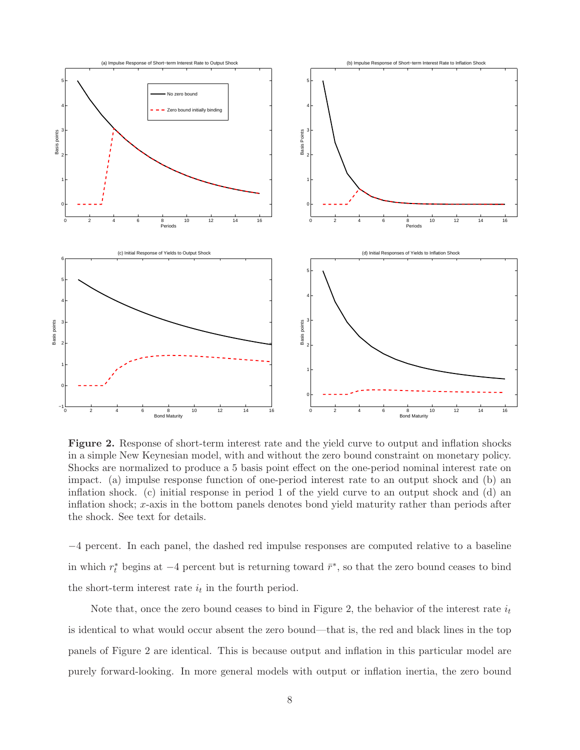**Figure 2.** Response of short-term interest rate and the yield curve to output and inflation shocks in a simple New Keynesian model, with and without the zero bound constraint on monetary policy. Shocks are normalized to produce a 5 basis point effect on the one-period nominal interest rate on impact. (a) impulse response function of one-period interest rate to an output shock and (b) an inflation shock. (c) initial response in period 1 of the yield curve to an output shock and (d) an inflation shock; $x$-axis in the bottom panels denotes bond yield maturity rather than periods after the shock. See text for details.

$-4$ percent. In each panel, the dashed red impulse responses are computed relative to a baseline in which $r_t^*$ begins at $-4$ percent but is returning toward $\bar{r}^*$, so that the zero bound ceases to bind the short-term interest rate $i_t$ in the fourth period.

Note that, once the zero bound ceases to bind in Figure 2, the behavior of the interest rate $i_t$ is identical to what would occur absent the zero bound—that is, the red and black lines in the top panels of Figure 2 are identical. This is because output and inflation in this particular model are purely forward-looking. In more general models with output or inflation inertia, the zero bound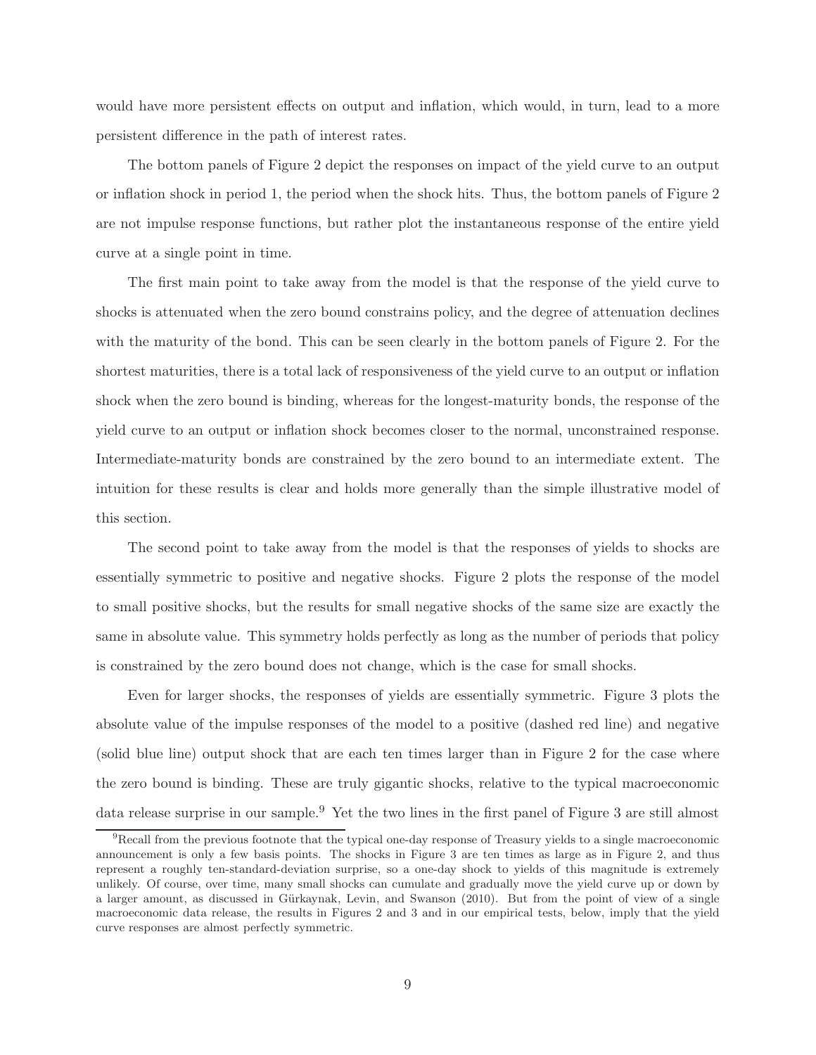would have more persistent effects on output and inflation, which would, in turn, lead to a more persistent difference in the path of interest rates.

The bottom panels of Figure 2 depict the responses on impact of the yield curve to an output or inflation shock in period 1, the period when the shock hits. Thus, the bottom panels of Figure 2 are not impulse response functions, but rather plot the instantaneous response of the entire yield curve at a single point in time.

The first main point to take away from the model is that the response of the yield curve to shocks is attenuated when the zero bound constrains policy, and the degree of attenuation declines with the maturity of the bond. This can be seen clearly in the bottom panels of Figure 2. For the shortest maturities, there is a total lack of responsiveness of the yield curve to an output or inflation shock when the zero bound is binding, whereas for the longest-maturity bonds, the response of the yield curve to an output or inflation shock becomes closer to the normal, unconstrained response. Intermediate-maturity bonds are constrained by the zero bound to an intermediate extent. The intuition for these results is clear and holds more generally than the simple illustrative model of this section.

The second point to take away from the model is that the responses of yields to shocks are essentially symmetric to positive and negative shocks. Figure 2 plots the response of the model to small positive shocks, but the results for small negative shocks of the same size are exactly the same in absolute value. This symmetry holds perfectly as long as the number of periods that policy is constrained by the zero bound does not change, which is the case for small shocks.

Even for larger shocks, the responses of yields are essentially symmetric. Figure 3 plots the absolute value of the impulse responses of the model to a positive (dashed red line) and negative (solid blue line) output shock that are each ten times larger than in Figure 2 for the case where the zero bound is binding. These are truly gigantic shocks, relative to the typical macroeconomic data release surprise in our sample.[9] Yet the two lines in the first panel of Figure 3 are still almost

[9] Recall from the previous footnote that the typical one-day response of Treasury yields to a single macroeconomic announcement is only a few basis points. The shocks in Figure 3 are ten times as large as in Figure 2, and thus represent a roughly ten-standard-deviation surprise, so a one-day shock to yields of this magnitude is extremely unlikely. Of course, over time, many small shocks can cumulate and gradually move the yield curve up or down by a larger amount, as discussed in Gürkaynak, Levin, and Swanson (2010). But from the point of view of a single macroeconomic data release, the results in Figures 2 and 3 and in our empirical tests, below, imply that the yield curve responses are almost perfectly symmetric.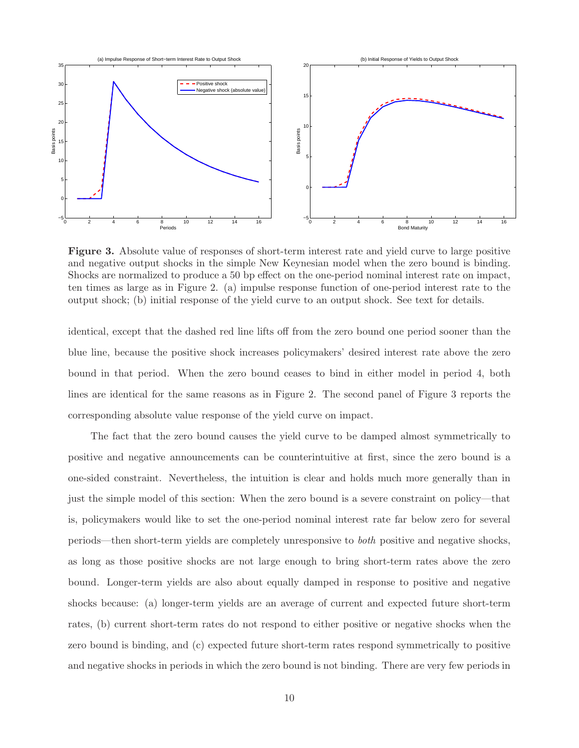**Figure 3.** Absolute value of responses of short-term interest rate and yield curve to large positive and negative output shocks in the simple New Keynesian model when the zero bound is binding. Shocks are normalized to produce a 50 bp effect on the one-period nominal interest rate on impact, ten times as large as in Figure 2. (a) impulse response function of one-period interest rate to the output shock; (b) initial response of the yield curve to an output shock. See text for details.

identical, except that the dashed red line lifts off from the zero bound one period sooner than the blue line, because the positive shock increases policymakers' desired interest rate above the zero bound in that period. When the zero bound ceases to bind in either model in period 4, both lines are identical for the same reasons as in Figure 2. The second panel of Figure 3 reports the corresponding absolute value response of the yield curve on impact.

The fact that the zero bound causes the yield curve to be damped almost symmetrically to positive and negative announcements can be counterintuitive at first, since the zero bound is a one-sided constraint. Nevertheless, the intuition is clear and holds much more generally than in just the simple model of this section: When the zero bound is a severe constraint on policy—that is, policymakers would like to set the one-period nominal interest rate far below zero for several periods—then short-term yields are completely unresponsive to *both* positive and negative shocks, as long as those positive shocks are not large enough to bring short-term rates above the zero bound. Longer-term yields are also about equally damped in response to positive and negative shocks because: (a) longer-term yields are an average of current and expected future short-term rates, (b) current short-term rates do not respond to either positive or negative shocks when the zero bound is binding, and (c) expected future short-term rates respond symmetrically to positive and negative shocks in periods in which the zero bound is not binding. There are very few periods in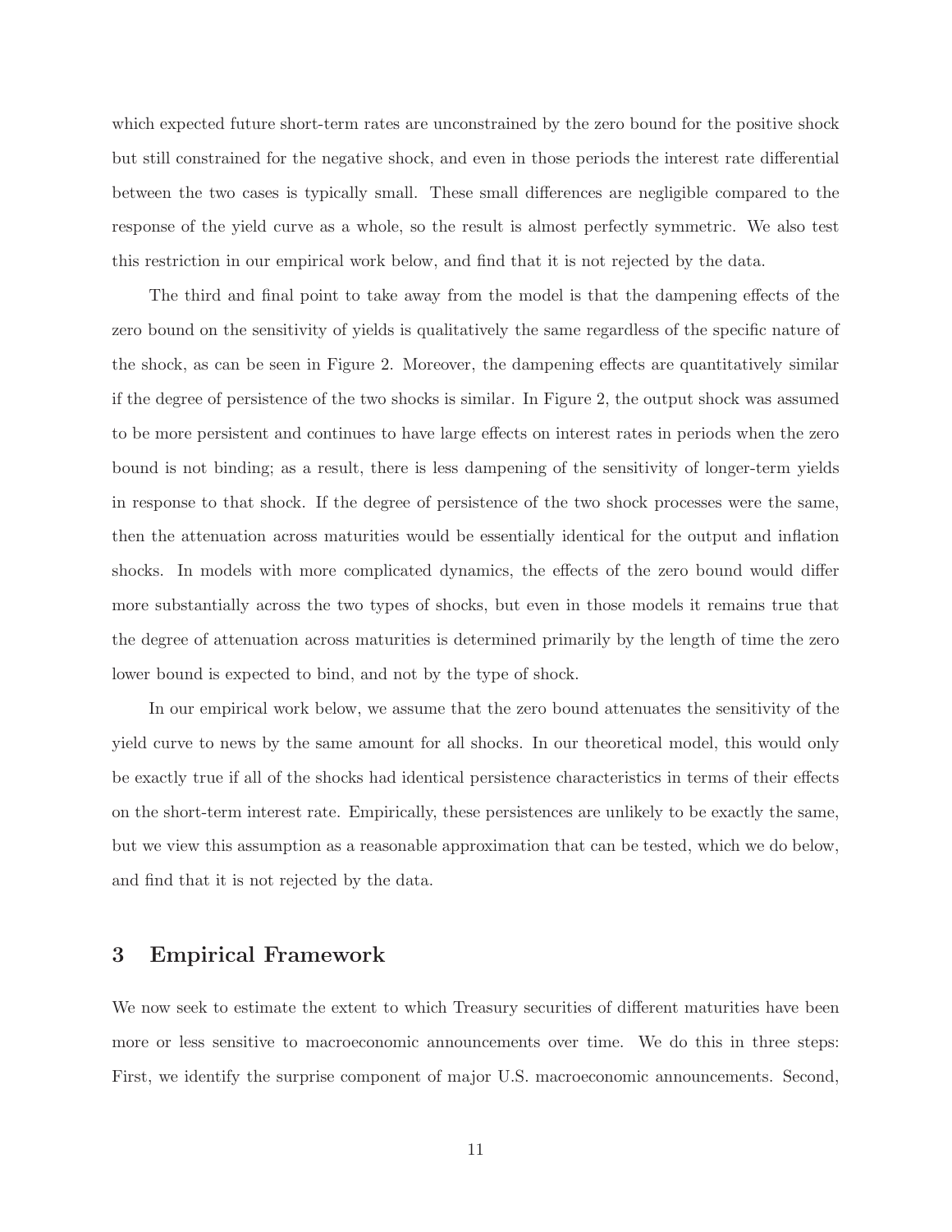which expected future short-term rates are unconstrained by the zero bound for the positive shock but still constrained for the negative shock, and even in those periods the interest rate differential between the two cases is typically small. These small differences are negligible compared to the response of the yield curve as a whole, so the result is almost perfectly symmetric. We also test this restriction in our empirical work below, and find that it is not rejected by the data.

The third and final point to take away from the model is that the dampening effects of the zero bound on the sensitivity of yields is qualitatively the same regardless of the specific nature of the shock, as can be seen in Figure 2. Moreover, the dampening effects are quantitatively similar if the degree of persistence of the two shocks is similar. In Figure 2, the output shock was assumed to be more persistent and continues to have large effects on interest rates in periods when the zero bound is not binding; as a result, there is less dampening of the sensitivity of longer-term yields in response to that shock. If the degree of persistence of the two shock processes were the same, then the attenuation across maturities would be essentially identical for the output and inflation shocks. In models with more complicated dynamics, the effects of the zero bound would differ more substantially across the two types of shocks, but even in those models it remains true that the degree of attenuation across maturities is determined primarily by the length of time the zero lower bound is expected to bind, and not by the type of shock.

In our empirical work below, we assume that the zero bound attenuates the sensitivity of the yield curve to news by the same amount for all shocks. In our theoretical model, this would only be exactly true if all of the shocks had identical persistence characteristics in terms of their effects on the short-term interest rate. Empirically, these persistences are unlikely to be exactly the same, but we view this assumption as a reasonable approximation that can be tested, which we do below, and find that it is not rejected by the data.

## 3 Empirical Framework

We now seek to estimate the extent to which Treasury securities of different maturities have been more or less sensitive to macroeconomic announcements over time. We do this in three steps: First, we identify the surprise component of major U.S. macroeconomic announcements. Second,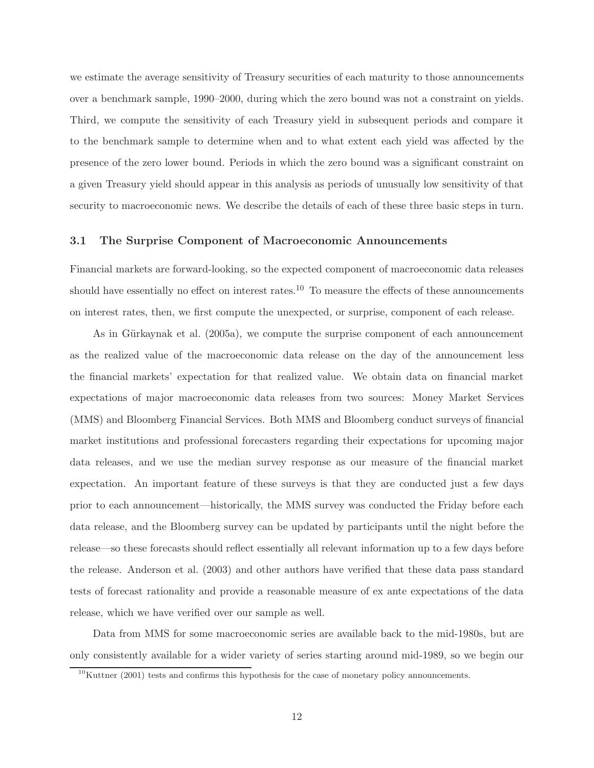we estimate the average sensitivity of Treasury securities of each maturity to those announcements over a benchmark sample, 1990–2000, during which the zero bound was not a constraint on yields. Third, we compute the sensitivity of each Treasury yield in subsequent periods and compare it to the benchmark sample to determine when and to what extent each yield was affected by the presence of the zero lower bound. Periods in which the zero bound was a significant constraint on a given Treasury yield should appear in this analysis as periods of unusually low sensitivity of that security to macroeconomic news. We describe the details of each of these three basic steps in turn.

### 3.1 The Surprise Component of Macroeconomic Announcements

Financial markets are forward-looking, so the expected component of macroeconomic data releases should have essentially no effect on interest rates.[10] To measure the effects of these announcements on interest rates, then, we first compute the unexpected, or surprise, component of each release.

As in Gürkaynak et al. (2005a), we compute the surprise component of each announcement as the realized value of the macroeconomic data release on the day of the announcement less the financial markets' expectation for that realized value. We obtain data on financial market expectations of major macroeconomic data releases from two sources: Money Market Services (MMS) and Bloomberg Financial Services. Both MMS and Bloomberg conduct surveys of financial market institutions and professional forecasters regarding their expectations for upcoming major data releases, and we use the median survey response as our measure of the financial market expectation. An important feature of these surveys is that they are conducted just a few days prior to each announcement—historically, the MMS survey was conducted the Friday before each data release, and the Bloomberg survey can be updated by participants until the night before the release—so these forecasts should reflect essentially all relevant information up to a few days before the release. Anderson et al. (2003) and other authors have verified that these data pass standard tests of forecast rationality and provide a reasonable measure of ex ante expectations of the data release, which we have verified over our sample as well.

Data from MMS for some macroeconomic series are available back to the mid-1980s, but are only consistently available for a wider variety of series starting around mid-1989, so we begin our

[10] Kuttner (2001) tests and confirms this hypothesis for the case of monetary policy announcements.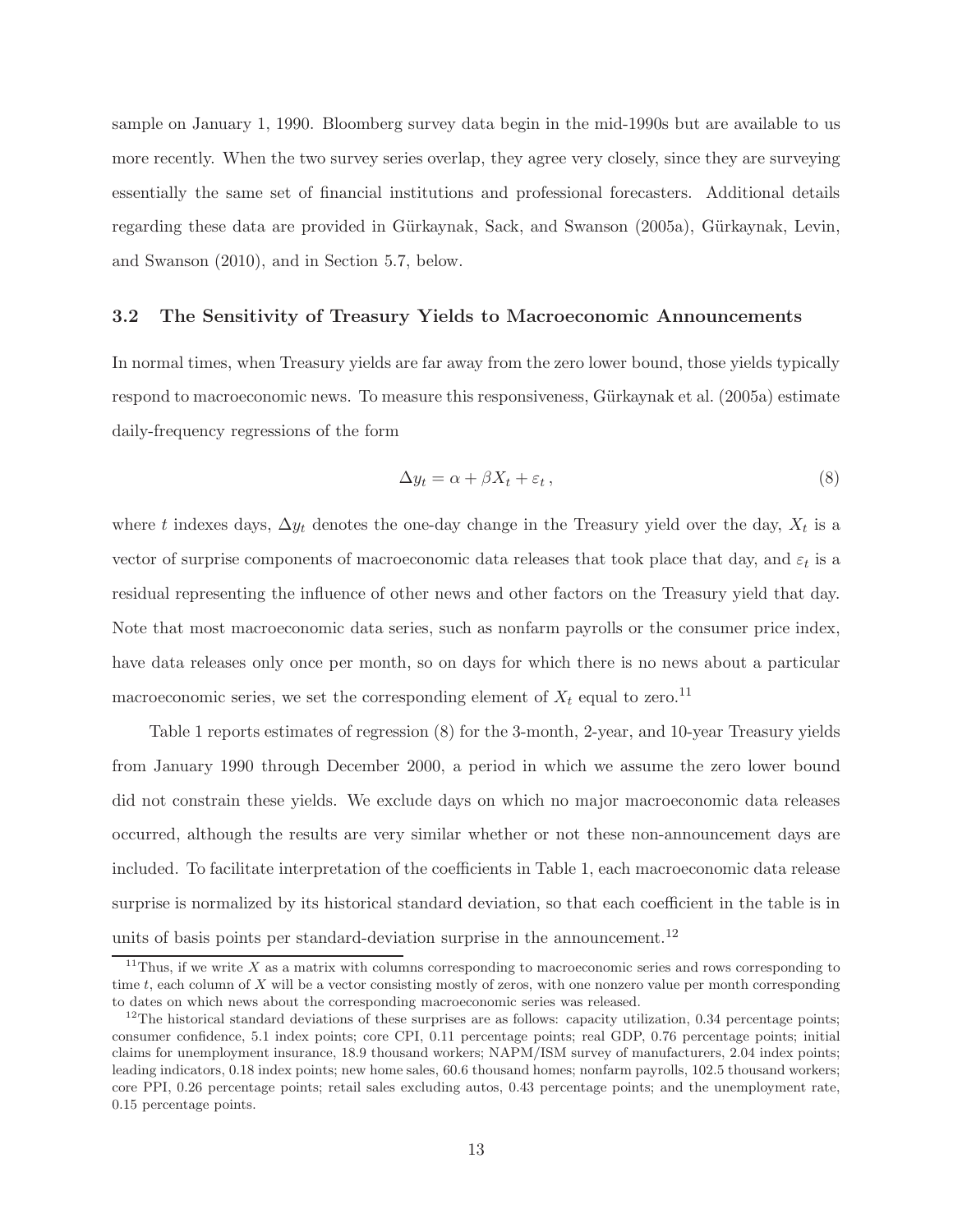sample on January 1, 1990. Bloomberg survey data begin in the mid-1990s but are available to us more recently. When the two survey series overlap, they agree very closely, since they are surveying essentially the same set of financial institutions and professional forecasters. Additional details regarding these data are provided in Gürkaynak, Sack, and Swanson (2005a), Gürkaynak, Levin, and Swanson (2010), and in Section 5.7, below.

### 3.2 The Sensitivity of Treasury Yields to Macroeconomic Announcements

In normal times, when Treasury yields are far away from the zero lower bound, those yields typically respond to macroeconomic news. To measure this responsiveness, Gürkaynak et al. (2005a) estimate daily-frequency regressions of the form

$$\Delta y_t = \alpha + \beta X_t + \varepsilon_t \,, \tag{8}$$

where $t$ indexes days, $\Delta y_t$ denotes the one-day change in the Treasury yield over the day, $X_t$ is a vector of surprise components of macroeconomic data releases that took place that day, and $\varepsilon_t$ is a residual representing the influence of other news and other factors on the Treasury yield that day. Note that most macroeconomic data series, such as nonfarm payrolls or the consumer price index, have data releases only once per month, so on days for which there is no news about a particular macroeconomic series, we set the corresponding element of $X_t$ equal to zero.[11]

Table 1 reports estimates of regression (8) for the 3-month, 2-year, and 10-year Treasury yields from January 1990 through December 2000, a period in which we assume the zero lower bound did not constrain these yields. We exclude days on which no major macroeconomic data releases occurred, although the results are very similar whether or not these non-announcement days are included. To facilitate interpretation of the coefficients in Table 1, each macroeconomic data release surprise is normalized by its historical standard deviation, so that each coefficient in the table is in units of basis points per standard-deviation surprise in the announcement.[12]

[11] Thus, if we write $X$ as a matrix with columns corresponding to macroeconomic series and rows corresponding to time $t$, each column of $X$ will be a vector consisting mostly of zeros, with one nonzero value per month corresponding to dates on which news about the corresponding macroeconomic series was released.

[12] The historical standard deviations of these surprises are as follows: capacity utilization, 0.34 percentage points; consumer confidence, 5.1 index points; core CPI, 0.11 percentage points; real GDP, 0.76 percentage points; initial claims for unemployment insurance, 18.9 thousand workers; NAPM/ISM survey of manufacturers, 2.04 index points; leading indicators, 0.18 index points; new home sales, 60.6 thousand homes; nonfarm payrolls, 102.5 thousand workers; core PPI, 0.26 percentage points; retail sales excluding autos, 0.43 percentage points; and the unemployment rate, 0.15 percentage points.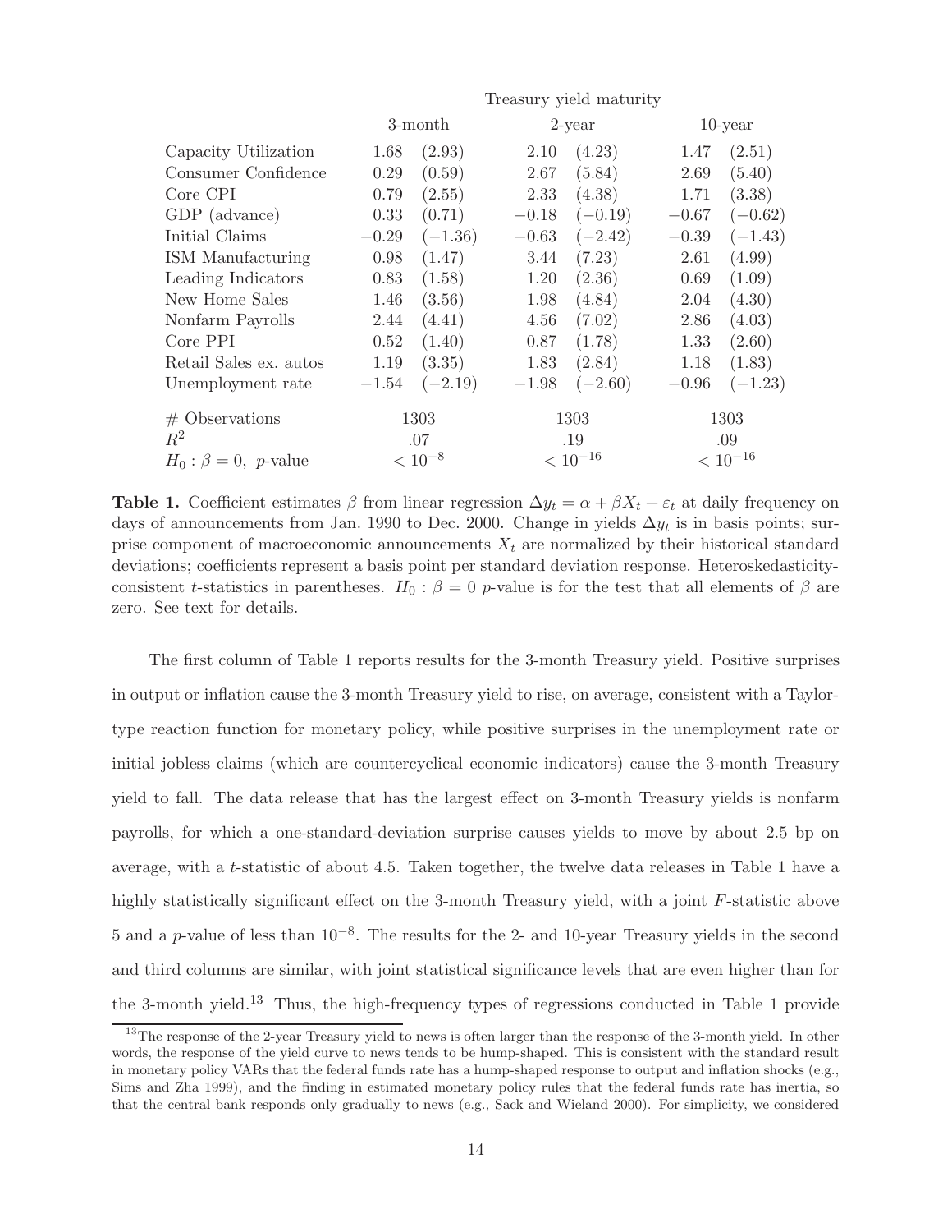| | Treasury yield maturity | | | | | |
|---|---|---|---|---|---|---|
| | 3-month | | 2-year | | 10-year | |
| Capacity Utilization | 1.68 | (2.93) | 2.10 | (4.23) | 1.47 | (2.51) |
| Consumer Confidence | 0.29 | (0.59) | 2.67 | (5.84) | 2.69 | (5.40) |
| Core CPI | 0.79 | (2.55) | 2.33 | (4.38) | 1.71 | (3.38) |
| GDP (advance) | 0.33 | (0.71) | −0.18 | (−0.19) | −0.67 | (−0.62) |
| Initial Claims | −0.29 | (−1.36) | −0.63 | (−2.42) | −0.39 | (−1.43) |
| ISM Manufacturing | 0.98 | (1.47) | 3.44 | (7.23) | 2.61 | (4.99) |
| Leading Indicators | 0.83 | (1.58) | 1.20 | (2.36) | 0.69 | (1.09) |
| New Home Sales | 1.46 | (3.56) | 1.98 | (4.84) | 2.04 | (4.30) |
| Nonfarm Payrolls | 2.44 | (4.41) | 4.56 | (7.02) | 2.86 | (4.03) |
| Core PPI | 0.52 | (1.40) | 0.87 | (1.78) | 1.33 | (2.60) |
| Retail Sales ex. autos | 1.19 | (3.35) | 1.83 | (2.84) | 1.18 | (1.83) |
| Unemployment rate | −1.54 | (−2.19) | −1.98 | (−2.60) | −0.96 | (−1.23) |
| # Observations | 1303 | | 1303 | | 1303 | |
| $R^2$ | .07 | | .19 | | .09 | |
| $H_0: \beta = 0$, $p$-value | $< 10^{-8}$ | | $< 10^{-16}$ | | $< 10^{-16}$ | |

**Table 1.** Coefficient estimates $\beta$ from linear regression $\Delta y_t = \alpha + \beta X_t + \varepsilon_t$ at daily frequency on days of announcements from Jan. 1990 to Dec. 2000. Change in yields $\Delta y_t$ is in basis points; surprise component of macroeconomic announcements $X_t$ are normalized by their historical standard deviations; coefficients represent a basis point per standard deviation response. Heteroskedasticity-consistent $t$-statistics in parentheses. $H_0: \beta = 0$ $p$-value is for the test that all elements of $\beta$ are zero. See text for details.

The first column of Table 1 reports results for the 3-month Treasury yield. Positive surprises in output or inflation cause the 3-month Treasury yield to rise, on average, consistent with a Taylor-type reaction function for monetary policy, while positive surprises in the unemployment rate or initial jobless claims (which are countercyclical economic indicators) cause the 3-month Treasury yield to fall. The data release that has the largest effect on 3-month Treasury yields is nonfarm payrolls, for which a one-standard-deviation surprise causes yields to move by about 2.5 bp on average, with a $t$-statistic of about 4.5. Taken together, the twelve data releases in Table 1 have a highly statistically significant effect on the 3-month Treasury yield, with a joint $F$-statistic above 5 and a $p$-value of less than $10^{-8}$. The results for the 2- and 10-year Treasury yields in the second and third columns are similar, with joint statistical significance levels that are even higher than for the 3-month yield.[13] Thus, the high-frequency types of regressions conducted in Table 1 provide

[13] The response of the 2-year Treasury yield to news is often larger than the response of the 3-month yield. In other words, the response of the yield curve to news tends to be hump-shaped. This is consistent with the standard result in monetary policy VARs that the federal funds rate has a hump-shaped response to output and inflation shocks (e.g., Sims and Zha 1999), and the finding in estimated monetary policy rules that the federal funds rate has inertia, so that the central bank responds only gradually to news (e.g., Sack and Wieland 2000). For simplicity, we considered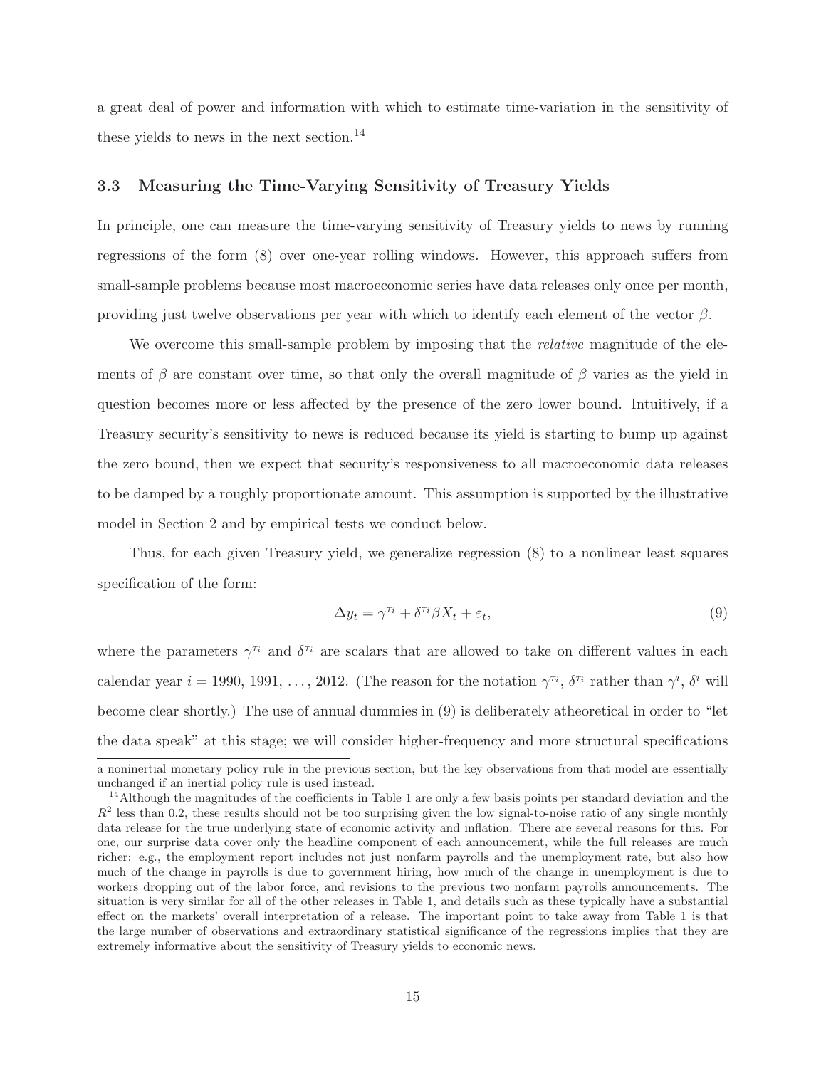a great deal of power and information with which to estimate time-variation in the sensitivity of these yields to news in the next section.[14]

### 3.3 Measuring the Time-Varying Sensitivity of Treasury Yields

In principle, one can measure the time-varying sensitivity of Treasury yields to news by running regressions of the form (8) over one-year rolling windows. However, this approach suffers from small-sample problems because most macroeconomic series have data releases only once per month, providing just twelve observations per year with which to identify each element of the vector $\beta$.

We overcome this small-sample problem by imposing that the *relative* magnitude of the elements of $\beta$ are constant over time, so that only the overall magnitude of $\beta$ varies as the yield in question becomes more or less affected by the presence of the zero lower bound. Intuitively, if a Treasury security's sensitivity to news is reduced because its yield is starting to bump up against the zero bound, then we expect that security's responsiveness to all macroeconomic data releases to be damped by a roughly proportionate amount. This assumption is supported by the illustrative model in Section 2 and by empirical tests we conduct below.

Thus, for each given Treasury yield, we generalize regression (8) to a nonlinear least squares specification of the form:

$$\Delta y_t = \gamma^{\tau_i} + \delta^{\tau_i} \beta X_t + \varepsilon_t, \tag{9}$$

where the parameters $\gamma^{\tau_i}$ and $\delta^{\tau_i}$ are scalars that are allowed to take on different values in each calendar year $i = 1990, 1991, \ldots, 2012$. (The reason for the notation $\gamma^{\tau_i}$, $\delta^{\tau_i}$ rather than $\gamma^i$, $\delta^i$ will become clear shortly.) The use of annual dummies in (9) is deliberately atheoretical in order to "let the data speak" at this stage; we will consider higher-frequency and more structural specifications

---

a noninertial monetary policy rule in the previous section, but the key observations from that model are essentially unchanged if an inertial policy rule is used instead.

[14] Although the magnitudes of the coefficients in Table 1 are only a few basis points per standard deviation and the $R^2$ less than 0.2, these results should not be too surprising given the low signal-to-noise ratio of any single monthly data release for the true underlying state of economic activity and inflation. There are several reasons for this. For one, our surprise data cover only the headline component of each announcement, while the full releases are much richer: e.g., the employment report includes not just nonfarm payrolls and the unemployment rate, but also how much of the change in payrolls is due to government hiring, how much of the change in unemployment is due to workers dropping out of the labor force, and revisions to the previous two nonfarm payrolls announcements. The situation is very similar for all of the other releases in Table 1, and details such as these typically have a substantial effect on the markets' overall interpretation of a release. The important point to take away from Table 1 is that the large number of observations and extraordinary statistical significance of the regressions implies that they are extremely informative about the sensitivity of Treasury yields to economic news.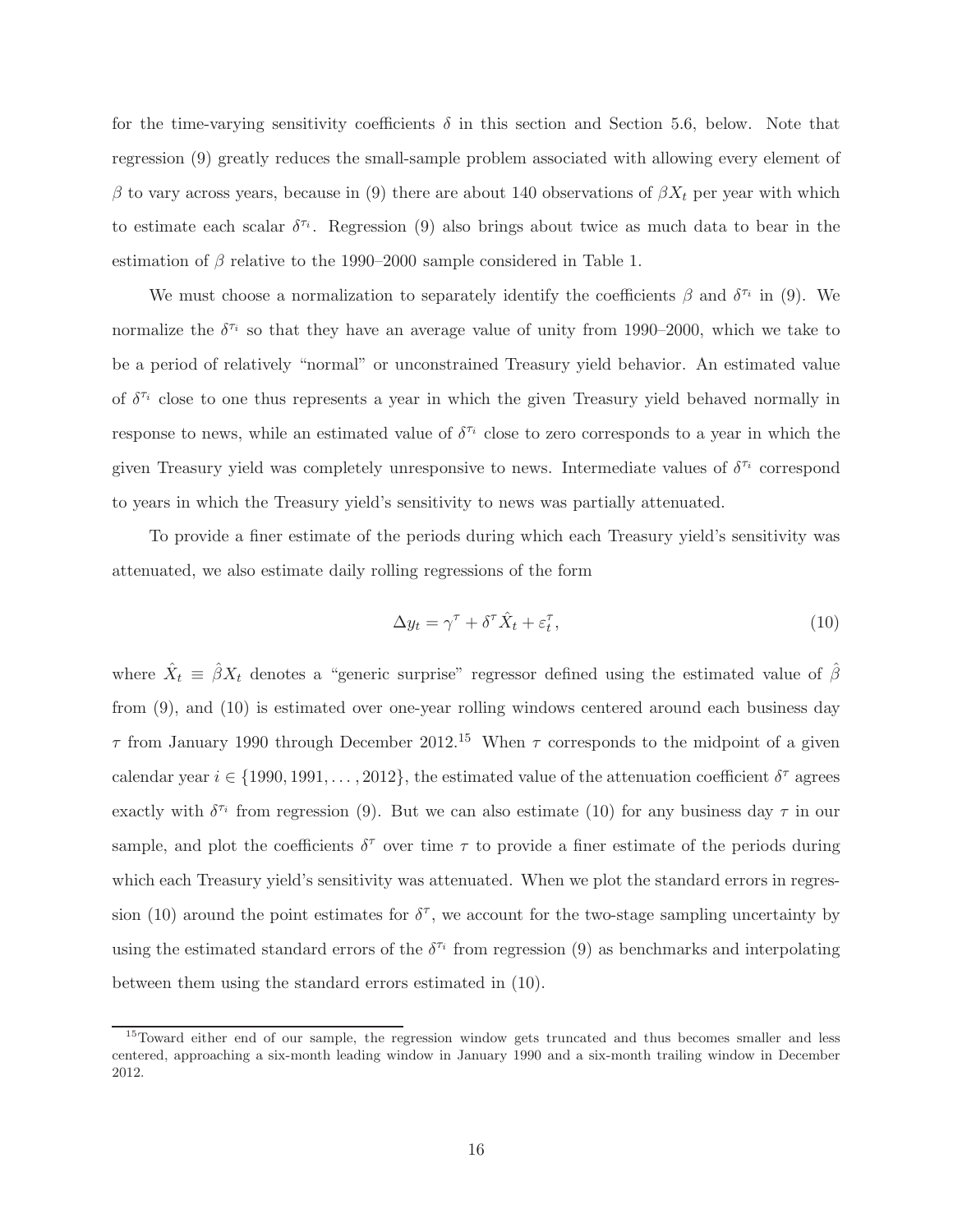for the time-varying sensitivity coefficients $\delta$ in this section and Section 5.6, below. Note that regression (9) greatly reduces the small-sample problem associated with allowing every element of $\beta$ to vary across years, because in (9) there are about 140 observations of $\beta X_t$ per year with which to estimate each scalar $\delta^{\tau_i}$. Regression (9) also brings about twice as much data to bear in the estimation of $\beta$ relative to the 1990–2000 sample considered in Table 1.

We must choose a normalization to separately identify the coefficients $\beta$ and $\delta^{\tau_i}$ in (9). We normalize the $\delta^{\tau_i}$ so that they have an average value of unity from 1990–2000, which we take to be a period of relatively "normal" or unconstrained Treasury yield behavior. An estimated value of $\delta^{\tau_i}$ close to one thus represents a year in which the given Treasury yield behaved normally in response to news, while an estimated value of $\delta^{\tau_i}$ close to zero corresponds to a year in which the given Treasury yield was completely unresponsive to news. Intermediate values of $\delta^{\tau_i}$ correspond to years in which the Treasury yield's sensitivity to news was partially attenuated.

To provide a finer estimate of the periods during which each Treasury yield's sensitivity was attenuated, we also estimate daily rolling regressions of the form

$$\Delta y_t = \gamma^\tau + \delta^\tau \hat{X}_t + \varepsilon_t^\tau, \tag{10}$$

where $\hat{X}_t \equiv \hat{\beta} X_t$ denotes a "generic surprise" regressor defined using the estimated value of $\hat{\beta}$ from (9), and (10) is estimated over one-year rolling windows centered around each business day $\tau$ from January 1990 through December 2012.[15] When $\tau$ corresponds to the midpoint of a given calendar year $i \in \{1990, 1991, \ldots, 2012\}$, the estimated value of the attenuation coefficient $\delta^\tau$ agrees exactly with $\delta^{\tau_i}$ from regression (9). But we can also estimate (10) for any business day $\tau$ in our sample, and plot the coefficients $\delta^\tau$ over time $\tau$ to provide a finer estimate of the periods during which each Treasury yield's sensitivity was attenuated. When we plot the standard errors in regression (10) around the point estimates for $\delta^\tau$, we account for the two-stage sampling uncertainty by using the estimated standard errors of the $\delta^{\tau_i}$ from regression (9) as benchmarks and interpolating between them using the standard errors estimated in (10).

[15] Toward either end of our sample, the regression window gets truncated and thus becomes smaller and less centered, approaching a six-month leading window in January 1990 and a six-month trailing window in December 2012.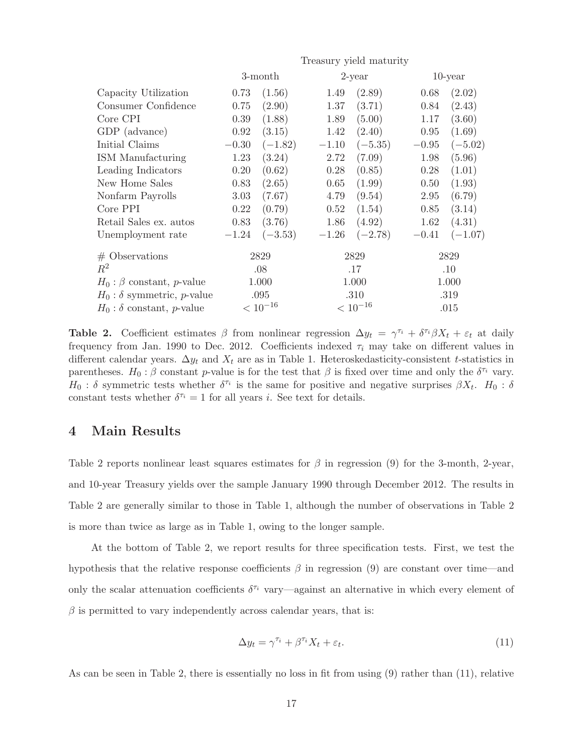| | Treasury yield maturity | | | | | |
|---|---|---|---|---|---|---|
| | 3-month | | 2-year | | 10-year | |
| Capacity Utilization | 0.73 | (1.56) | 1.49 | (2.89) | 0.68 | (2.02) |
| Consumer Confidence | 0.75 | (2.90) | 1.37 | (3.71) | 0.84 | (2.43) |
| Core CPI | 0.39 | (1.88) | 1.89 | (5.00) | 1.17 | (3.60) |
| GDP (advance) | 0.92 | (3.15) | 1.42 | (2.40) | 0.95 | (1.69) |
| Initial Claims | −0.30 | (−1.82) | −1.10 | (−5.35) | −0.95 | (−5.02) |
| ISM Manufacturing | 1.23 | (3.24) | 2.72 | (7.09) | 1.98 | (5.96) |
| Leading Indicators | 0.20 | (0.62) | 0.28 | (0.85) | 0.28 | (1.01) |
| New Home Sales | 0.83 | (2.65) | 0.65 | (1.99) | 0.50 | (1.93) |
| Nonfarm Payrolls | 3.03 | (7.67) | 4.79 | (9.54) | 2.95 | (6.79) |
| Core PPI | 0.22 | (0.79) | 0.52 | (1.54) | 0.85 | (3.14) |
| Retail Sales ex. autos | 0.83 | (3.76) | 1.86 | (4.92) | 1.62 | (4.31) |
| Unemployment rate | −1.24 | (−3.53) | −1.26 | (−2.78) | −0.41 | (−1.07) |
| # Observations | 2829 | | 2829 | | 2829 | |
| $R^2$ | .08 | | .17 | | .10 | |
| $H_0 : \beta$ constant, $p$-value | 1.000 | | 1.000 | | 1.000 | |
| $H_0 : \delta$ symmetric, $p$-value | .095 | | .310 | | .319 | |
| $H_0 : \delta$ constant, $p$-value | $< 10^{-16}$ | | $< 10^{-16}$ | | .015 | |

**Table 2.** Coefficient estimates $\beta$ from nonlinear regression $\Delta y_t = \gamma^{\tau_i} + \delta^{\tau_i}\beta X_t + \varepsilon_t$ at daily frequency from Jan. 1990 to Dec. 2012. Coefficients indexed $\tau_i$ may take on different values in different calendar years. $\Delta y_t$ and $X_t$ are as in Table 1. Heteroskedasticity-consistent $t$-statistics in parentheses. $H_0 : \beta$ constant $p$-value is for the test that $\beta$ is fixed over time and only the $\delta^{\tau_i}$ vary. $H_0 : \delta$ symmetric tests whether $\delta^{\tau_i}$ is the same for positive and negative surprises $\beta X_t$. $H_0 : \delta$ constant tests whether $\delta^{\tau_i} = 1$ for all years $i$. See text for details.

# 4 Main Results

Table 2 reports nonlinear least squares estimates for $\beta$ in regression (9) for the 3-month, 2-year, and 10-year Treasury yields over the sample January 1990 through December 2012. The results in Table 2 are generally similar to those in Table 1, although the number of observations in Table 2 is more than twice as large as in Table 1, owing to the longer sample.

At the bottom of Table 2, we report results for three specification tests. First, we test the hypothesis that the relative response coefficients $\beta$ in regression (9) are constant over time—and only the scalar attenuation coefficients $\delta^{\tau_i}$ vary—against an alternative in which every element of $\beta$ is permitted to vary independently across calendar years, that is:

$$\Delta y_t = \gamma^{\tau_i} + \beta^{\tau_i} X_t + \varepsilon_t. \tag{11}$$

As can be seen in Table 2, there is essentially no loss in fit from using (9) rather than (11), relative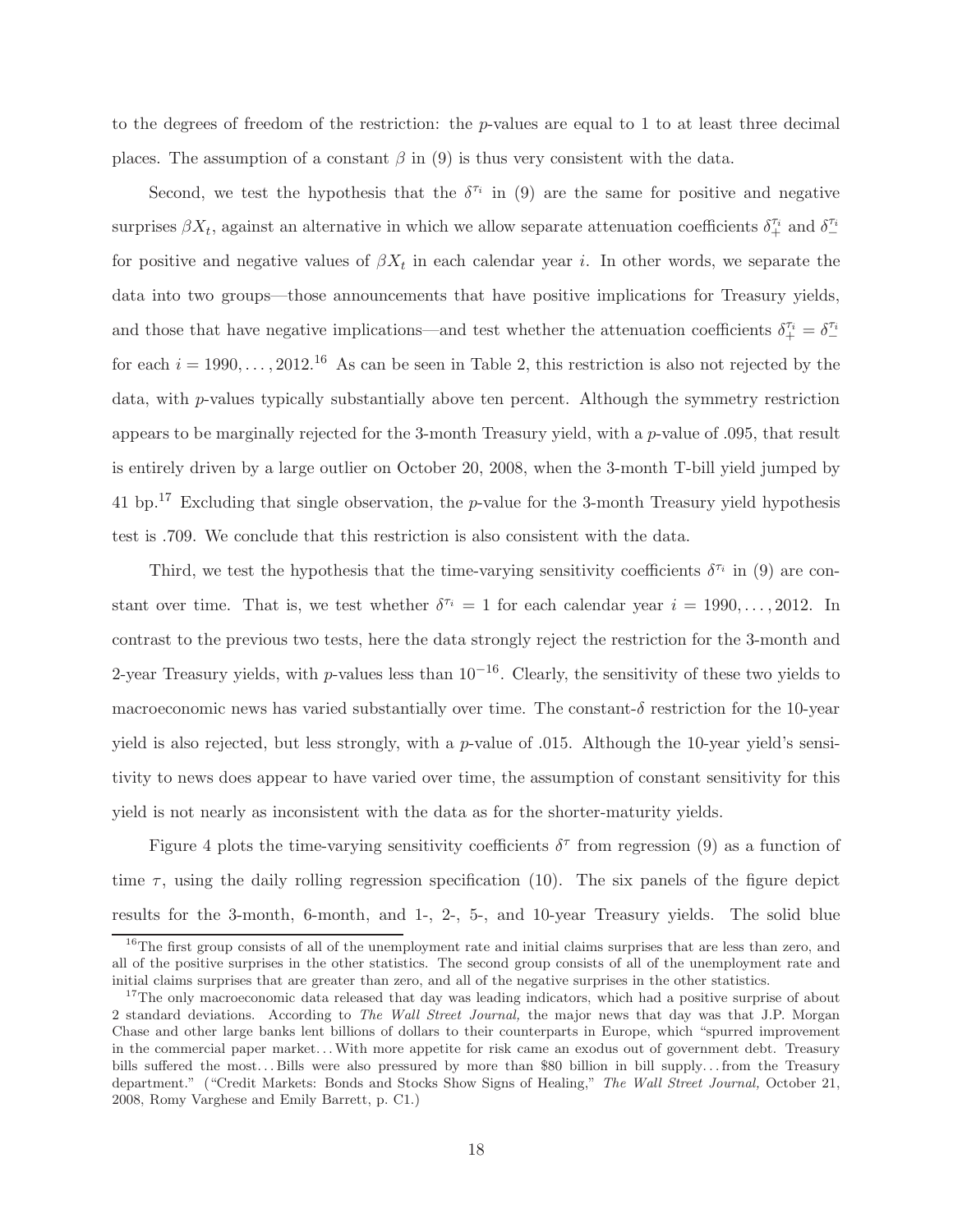to the degrees of freedom of the restriction: the $p$-values are equal to 1 to at least three decimal places. The assumption of a constant $\beta$ in (9) is thus very consistent with the data.

Second, we test the hypothesis that the $\delta^{\tau_i}$ in (9) are the same for positive and negative surprises $\beta X_t$, against an alternative in which we allow separate attenuation coefficients $\delta_+^{\tau_i}$ and $\delta_-^{\tau_i}$ for positive and negative values of $\beta X_t$ in each calendar year $i$. In other words, we separate the data into two groups—those announcements that have positive implications for Treasury yields, and those that have negative implications—and test whether the attenuation coefficients $\delta_+^{\tau_i} = \delta_-^{\tau_i}$ for each $i = 1990, \ldots, 2012$.[16] As can be seen in Table 2, this restriction is also not rejected by the data, with $p$-values typically substantially above ten percent. Although the symmetry restriction appears to be marginally rejected for the 3-month Treasury yield, with a $p$-value of .095, that result is entirely driven by a large outlier on October 20, 2008, when the 3-month T-bill yield jumped by 41 bp.[17] Excluding that single observation, the $p$-value for the 3-month Treasury yield hypothesis test is .709. We conclude that this restriction is also consistent with the data.

Third, we test the hypothesis that the time-varying sensitivity coefficients $\delta^{\tau_i}$ in (9) are constant over time. That is, we test whether $\delta^{\tau_i} = 1$ for each calendar year $i = 1990, \ldots, 2012$. In contrast to the previous two tests, here the data strongly reject the restriction for the 3-month and 2-year Treasury yields, with $p$-values less than $10^{-16}$. Clearly, the sensitivity of these two yields to macroeconomic news has varied substantially over time. The constant-$\delta$ restriction for the 10-year yield is also rejected, but less strongly, with a $p$-value of .015. Although the 10-year yield's sensitivity to news does appear to have varied over time, the assumption of constant sensitivity for this yield is not nearly as inconsistent with the data as for the shorter-maturity yields.

Figure 4 plots the time-varying sensitivity coefficients $\delta^\tau$ from regression (9) as a function of time $\tau$, using the daily rolling regression specification (10). The six panels of the figure depict results for the 3-month, 6-month, and 1-, 2-, 5-, and 10-year Treasury yields. The solid blue

[16] The first group consists of all of the unemployment rate and initial claims surprises that are less than zero, and all of the positive surprises in the other statistics. The second group consists of all of the unemployment rate and initial claims surprises that are greater than zero, and all of the negative surprises in the other statistics.

[17] The only macroeconomic data released that day was leading indicators, which had a positive surprise of about 2 standard deviations. According to *The Wall Street Journal,* the major news that day was that J.P. Morgan Chase and other large banks lent billions of dollars to their counterparts in Europe, which "spurred improvement in the commercial paper market. . . With more appetite for risk came an exodus out of government debt. Treasury bills suffered the most. . . Bills were also pressured by more than \$80 billion in bill supply. . . from the Treasury department." ("Credit Markets: Bonds and Stocks Show Signs of Healing," *The Wall Street Journal,* October 21, 2008, Romy Varghese and Emily Barrett, p. C1.)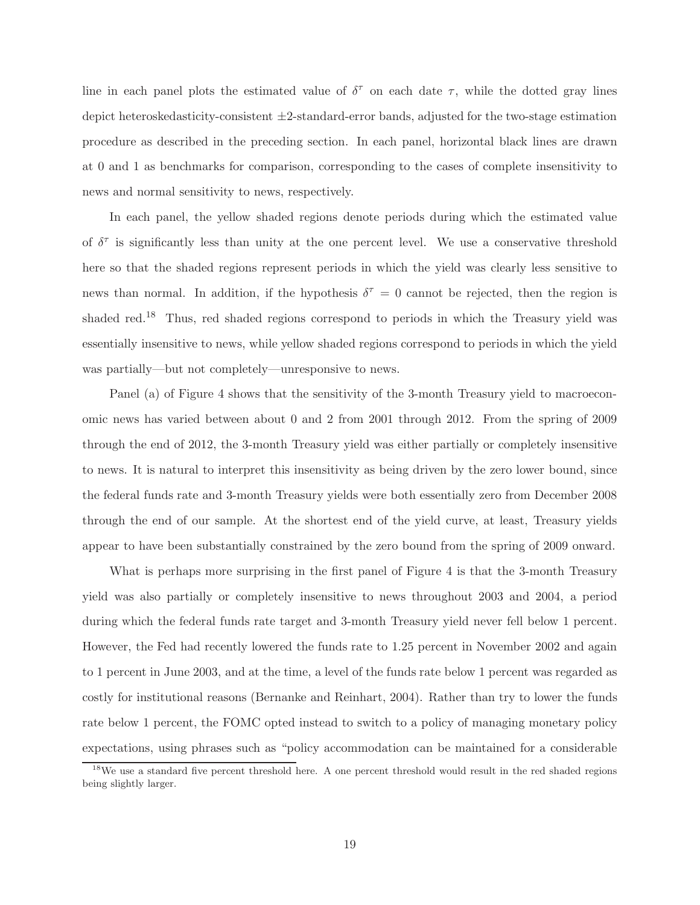line in each panel plots the estimated value of $\delta^\tau$ on each date $\tau$, while the dotted gray lines depict heteroskedasticity-consistent $\pm 2$-standard-error bands, adjusted for the two-stage estimation procedure as described in the preceding section. In each panel, horizontal black lines are drawn at 0 and 1 as benchmarks for comparison, corresponding to the cases of complete insensitivity to news and normal sensitivity to news, respectively.

In each panel, the yellow shaded regions denote periods during which the estimated value of $\delta^\tau$ is significantly less than unity at the one percent level. We use a conservative threshold here so that the shaded regions represent periods in which the yield was clearly less sensitive to news than normal. In addition, if the hypothesis $\delta^\tau = 0$ cannot be rejected, then the region is shaded red.[18] Thus, red shaded regions correspond to periods in which the Treasury yield was essentially insensitive to news, while yellow shaded regions correspond to periods in which the yield was partially—but not completely—unresponsive to news.

Panel (a) of Figure 4 shows that the sensitivity of the 3-month Treasury yield to macroeconomic news has varied between about 0 and 2 from 2001 through 2012. From the spring of 2009 through the end of 2012, the 3-month Treasury yield was either partially or completely insensitive to news. It is natural to interpret this insensitivity as being driven by the zero lower bound, since the federal funds rate and 3-month Treasury yields were both essentially zero from December 2008 through the end of our sample. At the shortest end of the yield curve, at least, Treasury yields appear to have been substantially constrained by the zero bound from the spring of 2009 onward.

What is perhaps more surprising in the first panel of Figure 4 is that the 3-month Treasury yield was also partially or completely insensitive to news throughout 2003 and 2004, a period during which the federal funds rate target and 3-month Treasury yield never fell below 1 percent. However, the Fed had recently lowered the funds rate to 1.25 percent in November 2002 and again to 1 percent in June 2003, and at the time, a level of the funds rate below 1 percent was regarded as costly for institutional reasons (Bernanke and Reinhart, 2004). Rather than try to lower the funds rate below 1 percent, the FOMC opted instead to switch to a policy of managing monetary policy expectations, using phrases such as "policy accommodation can be maintained for a considerable

[18] We use a standard five percent threshold here. A one percent threshold would result in the red shaded regions being slightly larger.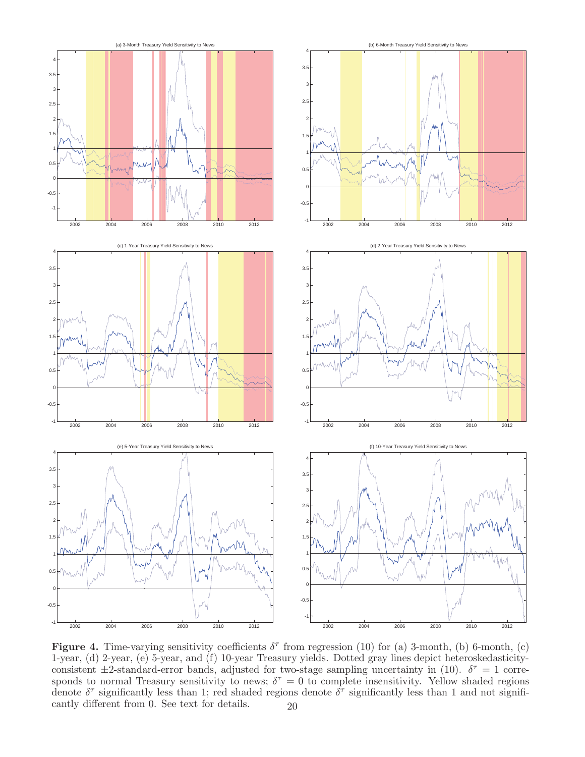**Figure 4.** Time-varying sensitivity coefficients $\delta^\tau$ from regression (10) for (a) 3-month, (b) 6-month, (c) 1-year, (d) 2-year, (e) 5-year, and (f) 10-year Treasury yields. Dotted gray lines depict heteroskedasticity-consistent $\pm 2$-standard-error bands, adjusted for two-stage sampling uncertainty in (10). $\delta^\tau = 1$ corresponds to normal Treasury sensitivity to news; $\delta^\tau = 0$ to complete insensitivity. Yellow shaded regions denote $\delta^\tau$ significantly less than 1; red shaded regions denote $\delta^\tau$ significantly less than 1 and not significantly different from 0. See text for details.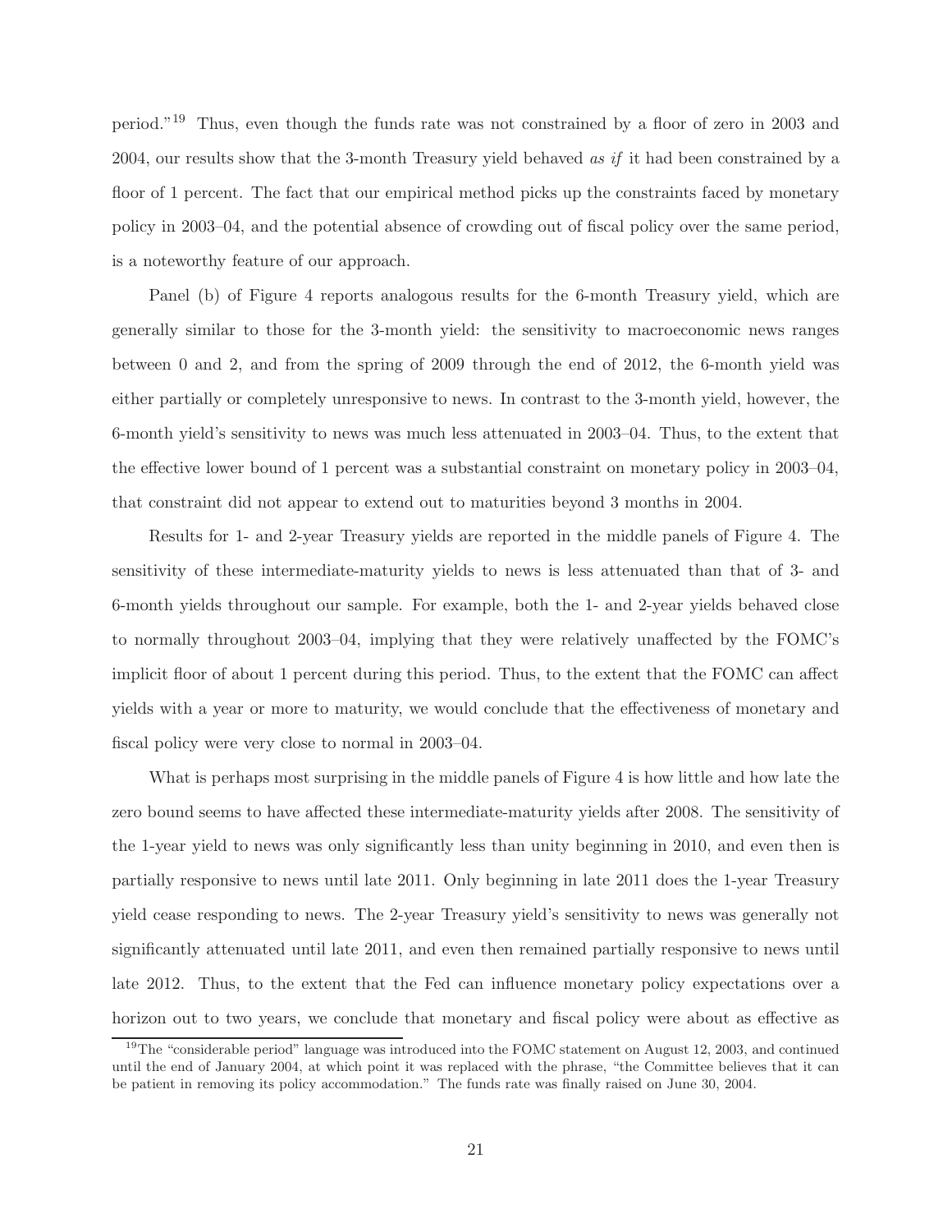period."[19] Thus, even though the funds rate was not constrained by a floor of zero in 2003 and 2004, our results show that the 3-month Treasury yield behaved *as if* it had been constrained by a floor of 1 percent. The fact that our empirical method picks up the constraints faced by monetary policy in 2003–04, and the potential absence of crowding out of fiscal policy over the same period, is a noteworthy feature of our approach.

Panel (b) of Figure 4 reports analogous results for the 6-month Treasury yield, which are generally similar to those for the 3-month yield: the sensitivity to macroeconomic news ranges between 0 and 2, and from the spring of 2009 through the end of 2012, the 6-month yield was either partially or completely unresponsive to news. In contrast to the 3-month yield, however, the 6-month yield's sensitivity to news was much less attenuated in 2003–04. Thus, to the extent that the effective lower bound of 1 percent was a substantial constraint on monetary policy in 2003–04, that constraint did not appear to extend out to maturities beyond 3 months in 2004.

Results for 1- and 2-year Treasury yields are reported in the middle panels of Figure 4. The sensitivity of these intermediate-maturity yields to news is less attenuated than that of 3- and 6-month yields throughout our sample. For example, both the 1- and 2-year yields behaved close to normally throughout 2003–04, implying that they were relatively unaffected by the FOMC's implicit floor of about 1 percent during this period. Thus, to the extent that the FOMC can affect yields with a year or more to maturity, we would conclude that the effectiveness of monetary and fiscal policy were very close to normal in 2003–04.

What is perhaps most surprising in the middle panels of Figure 4 is how little and how late the zero bound seems to have affected these intermediate-maturity yields after 2008. The sensitivity of the 1-year yield to news was only significantly less than unity beginning in 2010, and even then is partially responsive to news until late 2011. Only beginning in late 2011 does the 1-year Treasury yield cease responding to news. The 2-year Treasury yield's sensitivity to news was generally not significantly attenuated until late 2011, and even then remained partially responsive to news until late 2012. Thus, to the extent that the Fed can influence monetary policy expectations over a horizon out to two years, we conclude that monetary and fiscal policy were about as effective as

[19] The "considerable period" language was introduced into the FOMC statement on August 12, 2003, and continued until the end of January 2004, at which point it was replaced with the phrase, "the Committee believes that it can be patient in removing its policy accommodation." The funds rate was finally raised on June 30, 2004.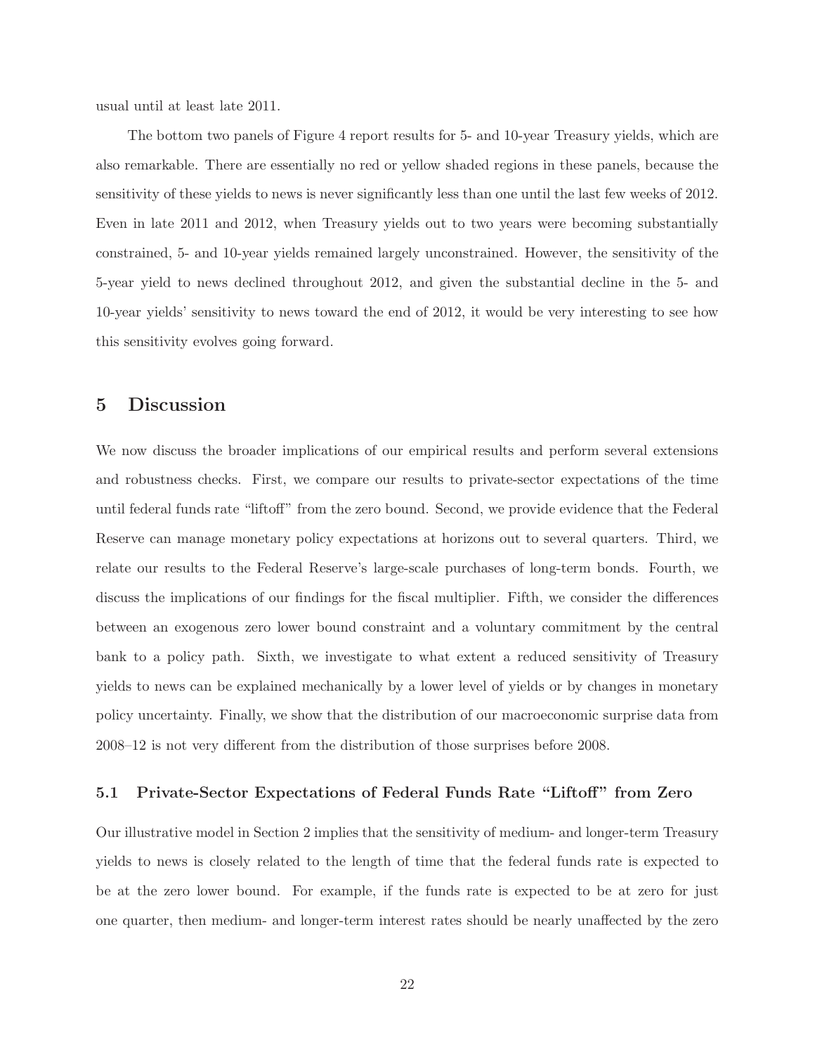usual until at least late 2011.

The bottom two panels of Figure 4 report results for 5- and 10-year Treasury yields, which are also remarkable. There are essentially no red or yellow shaded regions in these panels, because the sensitivity of these yields to news is never significantly less than one until the last few weeks of 2012. Even in late 2011 and 2012, when Treasury yields out to two years were becoming substantially constrained, 5- and 10-year yields remained largely unconstrained. However, the sensitivity of the 5-year yield to news declined throughout 2012, and given the substantial decline in the 5- and 10-year yields' sensitivity to news toward the end of 2012, it would be very interesting to see how this sensitivity evolves going forward.

## 5 Discussion

We now discuss the broader implications of our empirical results and perform several extensions and robustness checks. First, we compare our results to private-sector expectations of the time until federal funds rate "liftoff" from the zero bound. Second, we provide evidence that the Federal Reserve can manage monetary policy expectations at horizons out to several quarters. Third, we relate our results to the Federal Reserve's large-scale purchases of long-term bonds. Fourth, we discuss the implications of our findings for the fiscal multiplier. Fifth, we consider the differences between an exogenous zero lower bound constraint and a voluntary commitment by the central bank to a policy path. Sixth, we investigate to what extent a reduced sensitivity of Treasury yields to news can be explained mechanically by a lower level of yields or by changes in monetary policy uncertainty. Finally, we show that the distribution of our macroeconomic surprise data from 2008–12 is not very different from the distribution of those surprises before 2008.

### 5.1 Private-Sector Expectations of Federal Funds Rate "Liftoff" from Zero

Our illustrative model in Section 2 implies that the sensitivity of medium- and longer-term Treasury yields to news is closely related to the length of time that the federal funds rate is expected to be at the zero lower bound. For example, if the funds rate is expected to be at zero for just one quarter, then medium- and longer-term interest rates should be nearly unaffected by the zero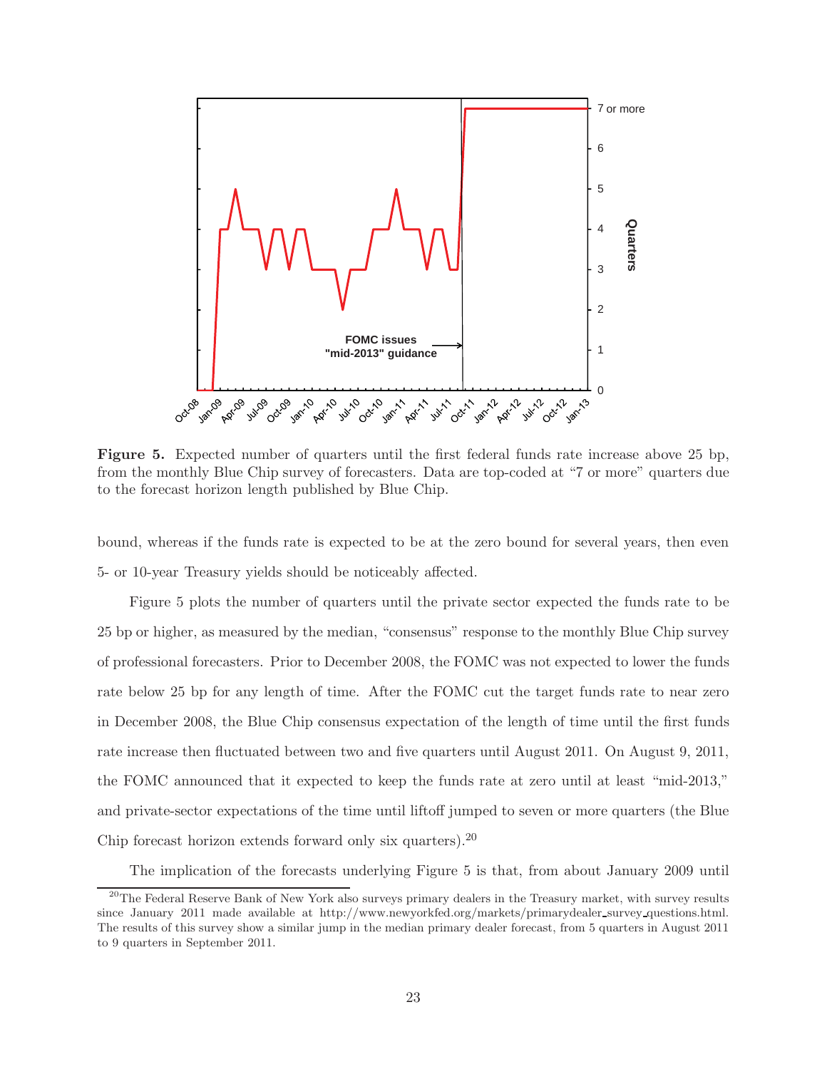**Figure 5.** Expected number of quarters until the first federal funds rate increase above 25 bp, from the monthly Blue Chip survey of forecasters. Data are top-coded at "7 or more" quarters due to the forecast horizon length published by Blue Chip.

bound, whereas if the funds rate is expected to be at the zero bound for several years, then even 5- or 10-year Treasury yields should be noticeably affected.

Figure 5 plots the number of quarters until the private sector expected the funds rate to be 25 bp or higher, as measured by the median, "consensus" response to the monthly Blue Chip survey of professional forecasters. Prior to December 2008, the FOMC was not expected to lower the funds rate below 25 bp for any length of time. After the FOMC cut the target funds rate to near zero in December 2008, the Blue Chip consensus expectation of the length of time until the first funds rate increase then fluctuated between two and five quarters until August 2011. On August 9, 2011, the FOMC announced that it expected to keep the funds rate at zero until at least "mid-2013," and private-sector expectations of the time until liftoff jumped to seven or more quarters (the Blue Chip forecast horizon extends forward only six quarters).[20]

The implication of the forecasts underlying Figure 5 is that, from about January 2009 until

[20] The Federal Reserve Bank of New York also surveys primary dealers in the Treasury market, with survey results since January 2011 made available at http://www.newyorkfed.org/markets/primarydealer_survey_questions.html. The results of this survey show a similar jump in the median primary dealer forecast, from 5 quarters in August 2011 to 9 quarters in September 2011.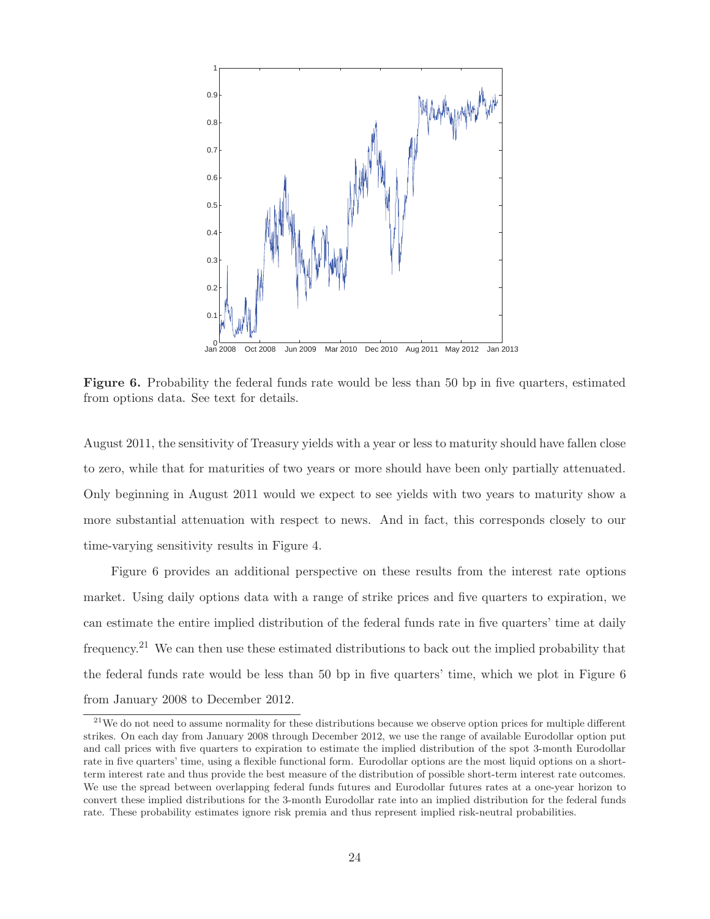**Figure 6.** Probability the federal funds rate would be less than 50 bp in five quarters, estimated from options data. See text for details.

August 2011, the sensitivity of Treasury yields with a year or less to maturity should have fallen close to zero, while that for maturities of two years or more should have been only partially attenuated. Only beginning in August 2011 would we expect to see yields with two years to maturity show a more substantial attenuation with respect to news. And in fact, this corresponds closely to our time-varying sensitivity results in Figure 4.

Figure 6 provides an additional perspective on these results from the interest rate options market. Using daily options data with a range of strike prices and five quarters to expiration, we can estimate the entire implied distribution of the federal funds rate in five quarters' time at daily frequency.[21] We can then use these estimated distributions to back out the implied probability that the federal funds rate would be less than 50 bp in five quarters' time, which we plot in Figure 6 from January 2008 to December 2012.

[21] We do not need to assume normality for these distributions because we observe option prices for multiple different strikes. On each day from January 2008 through December 2012, we use the range of available Eurodollar option put and call prices with five quarters to expiration to estimate the implied distribution of the spot 3-month Eurodollar rate in five quarters' time, using a flexible functional form. Eurodollar options are the most liquid options on a short-term interest rate and thus provide the best measure of the distribution of possible short-term interest rate outcomes. We use the spread between overlapping federal funds futures and Eurodollar futures rates at a one-year horizon to convert these implied distributions for the 3-month Eurodollar rate into an implied distribution for the federal funds rate. These probability estimates ignore risk premia and thus represent implied risk-neutral probabilities.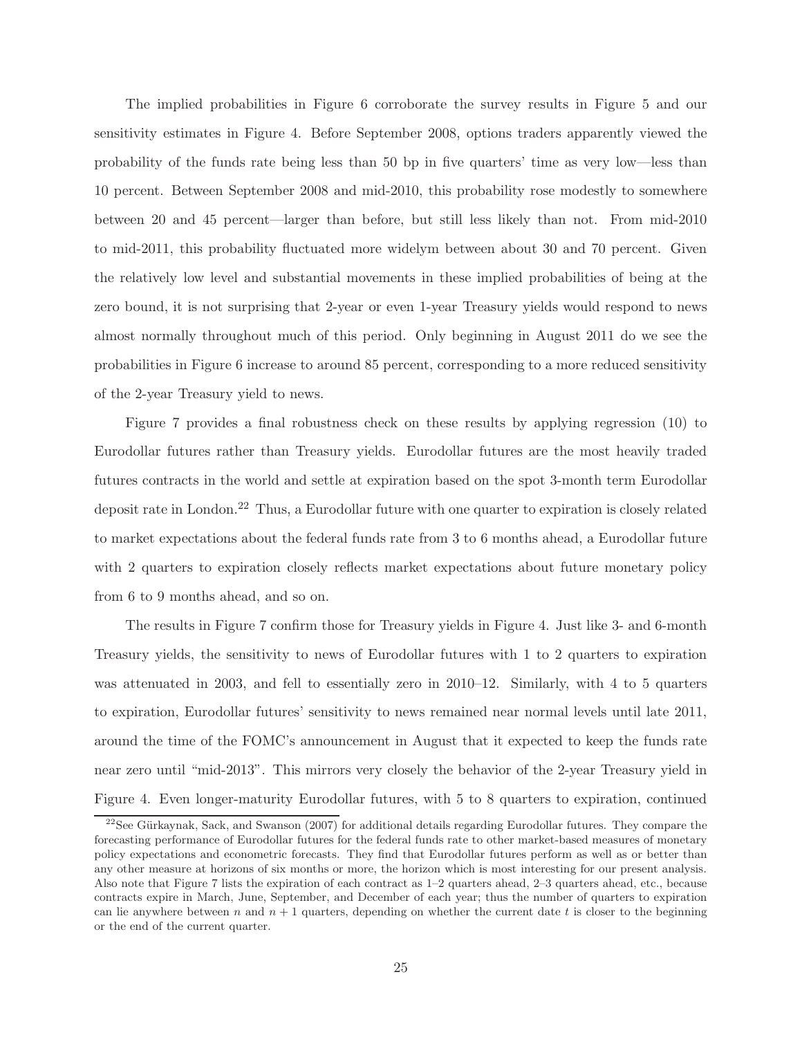The implied probabilities in Figure 6 corroborate the survey results in Figure 5 and our sensitivity estimates in Figure 4. Before September 2008, options traders apparently viewed the probability of the funds rate being less than 50 bp in five quarters' time as very low—less than 10 percent. Between September 2008 and mid-2010, this probability rose modestly to somewhere between 20 and 45 percent—larger than before, but still less likely than not. From mid-2010 to mid-2011, this probability fluctuated more widelym between about 30 and 70 percent. Given the relatively low level and substantial movements in these implied probabilities of being at the zero bound, it is not surprising that 2-year or even 1-year Treasury yields would respond to news almost normally throughout much of this period. Only beginning in August 2011 do we see the probabilities in Figure 6 increase to around 85 percent, corresponding to a more reduced sensitivity of the 2-year Treasury yield to news.

Figure 7 provides a final robustness check on these results by applying regression (10) to Eurodollar futures rather than Treasury yields. Eurodollar futures are the most heavily traded futures contracts in the world and settle at expiration based on the spot 3-month term Eurodollar deposit rate in London.[22] Thus, a Eurodollar future with one quarter to expiration is closely related to market expectations about the federal funds rate from 3 to 6 months ahead, a Eurodollar future with 2 quarters to expiration closely reflects market expectations about future monetary policy from 6 to 9 months ahead, and so on.

The results in Figure 7 confirm those for Treasury yields in Figure 4. Just like 3- and 6-month Treasury yields, the sensitivity to news of Eurodollar futures with 1 to 2 quarters to expiration was attenuated in 2003, and fell to essentially zero in 2010–12. Similarly, with 4 to 5 quarters to expiration, Eurodollar futures' sensitivity to news remained near normal levels until late 2011, around the time of the FOMC's announcement in August that it expected to keep the funds rate near zero until "mid-2013". This mirrors very closely the behavior of the 2-year Treasury yield in Figure 4. Even longer-maturity Eurodollar futures, with 5 to 8 quarters to expiration, continued

[22]See Gürkaynak, Sack, and Swanson (2007) for additional details regarding Eurodollar futures. They compare the forecasting performance of Eurodollar futures for the federal funds rate to other market-based measures of monetary policy expectations and econometric forecasts. They find that Eurodollar futures perform as well as or better than any other measure at horizons of six months or more, the horizon which is most interesting for our present analysis. Also note that Figure 7 lists the expiration of each contract as 1–2 quarters ahead, 2–3 quarters ahead, etc., because contracts expire in March, June, September, and December of each year; thus the number of quarters to expiration can lie anywhere between $n$ and $n+1$ quarters, depending on whether the current date $t$ is closer to the beginning or the end of the current quarter.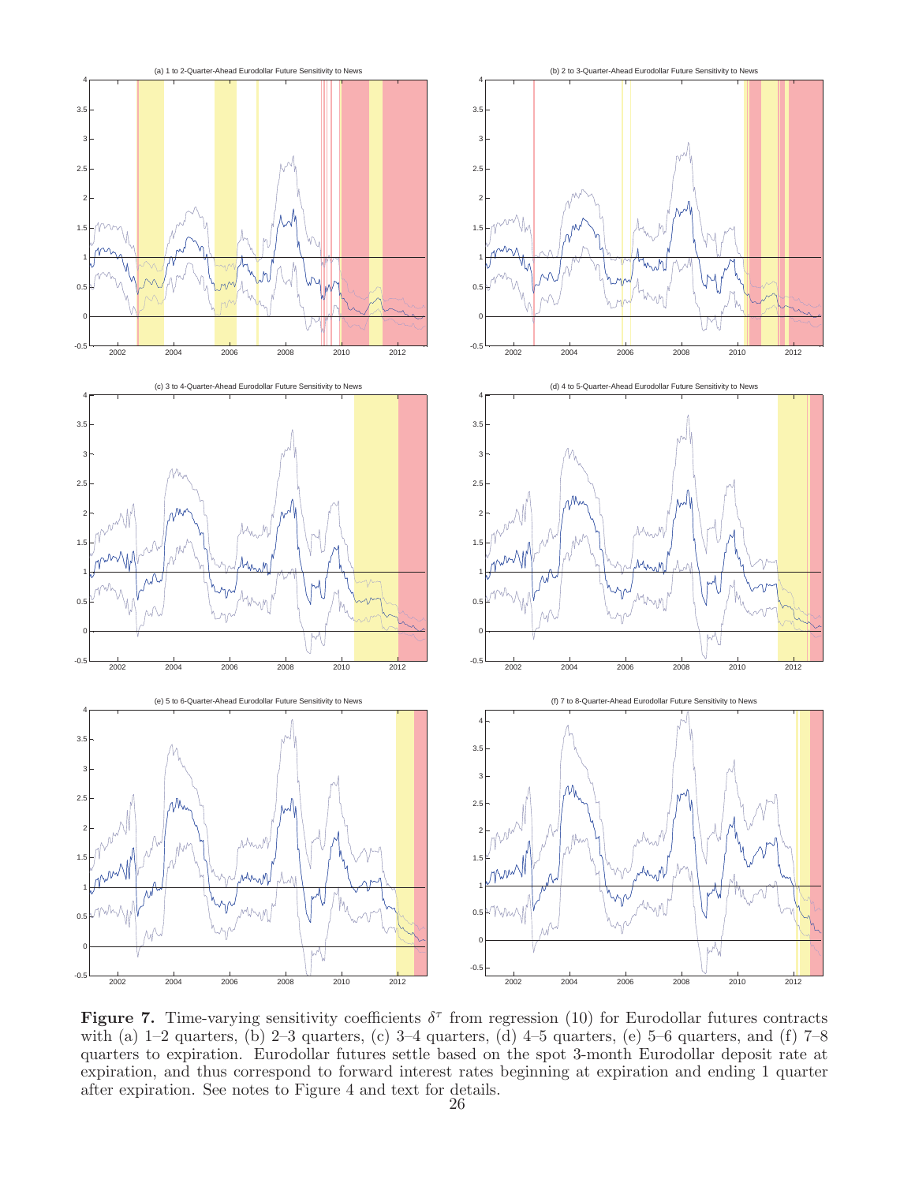(a) 1 to 2-Quarter-Ahead Eurodollar Future Sensitivity to News

(b) 2 to 3-Quarter-Ahead Eurodollar Future Sensitivity to News

(c) 3 to 4-Quarter-Ahead Eurodollar Future Sensitivity to News

(d) 4 to 5-Quarter-Ahead Eurodollar Future Sensitivity to News

(e) 5 to 6-Quarter-Ahead Eurodollar Future Sensitivity to News

(f) 7 to 8-Quarter-Ahead Eurodollar Future Sensitivity to News

**Figure 7.** Time-varying sensitivity coefficients $\delta^\tau$ from regression (10) for Eurodollar futures contracts with (a) 1–2 quarters, (b) 2–3 quarters, (c) 3–4 quarters, (d) 4–5 quarters, (e) 5–6 quarters, and (f) 7–8 quarters to expiration. Eurodollar futures settle based on the spot 3-month Eurodollar deposit rate at expiration, and thus correspond to forward interest rates beginning at expiration and ending 1 quarter after expiration. See notes to Figure 4 and text for details.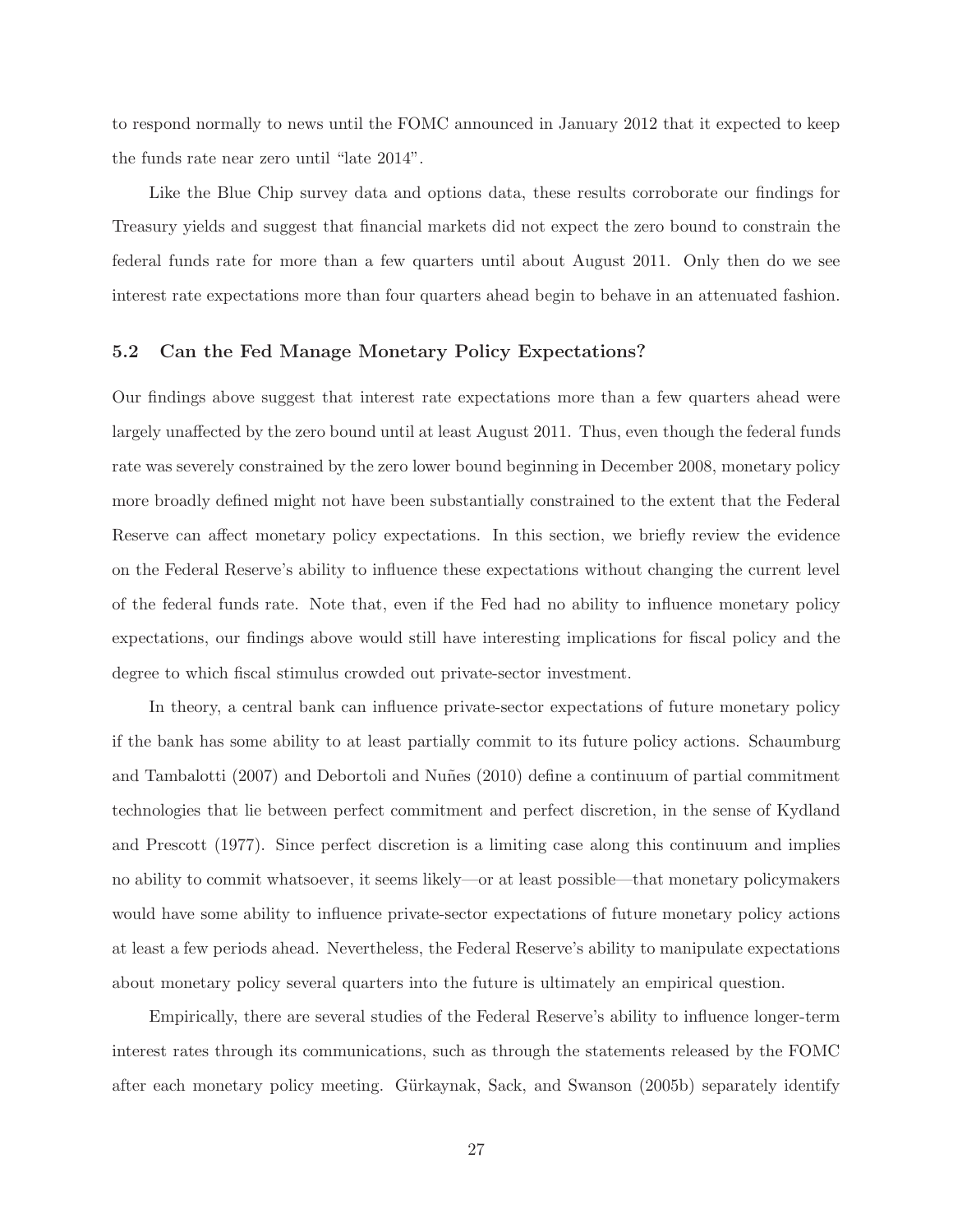to respond normally to news until the FOMC announced in January 2012 that it expected to keep the funds rate near zero until "late 2014".

Like the Blue Chip survey data and options data, these results corroborate our findings for Treasury yields and suggest that financial markets did not expect the zero bound to constrain the federal funds rate for more than a few quarters until about August 2011. Only then do we see interest rate expectations more than four quarters ahead begin to behave in an attenuated fashion.

### 5.2 Can the Fed Manage Monetary Policy Expectations?

Our findings above suggest that interest rate expectations more than a few quarters ahead were largely unaffected by the zero bound until at least August 2011. Thus, even though the federal funds rate was severely constrained by the zero lower bound beginning in December 2008, monetary policy more broadly defined might not have been substantially constrained to the extent that the Federal Reserve can affect monetary policy expectations. In this section, we briefly review the evidence on the Federal Reserve's ability to influence these expectations without changing the current level of the federal funds rate. Note that, even if the Fed had no ability to influence monetary policy expectations, our findings above would still have interesting implications for fiscal policy and the degree to which fiscal stimulus crowded out private-sector investment.

In theory, a central bank can influence private-sector expectations of future monetary policy if the bank has some ability to at least partially commit to its future policy actions. Schaumburg and Tambalotti (2007) and Debortoli and Nuñes (2010) define a continuum of partial commitment technologies that lie between perfect commitment and perfect discretion, in the sense of Kydland and Prescott (1977). Since perfect discretion is a limiting case along this continuum and implies no ability to commit whatsoever, it seems likely—or at least possible—that monetary policymakers would have some ability to influence private-sector expectations of future monetary policy actions at least a few periods ahead. Nevertheless, the Federal Reserve's ability to manipulate expectations about monetary policy several quarters into the future is ultimately an empirical question.

Empirically, there are several studies of the Federal Reserve's ability to influence longer-term interest rates through its communications, such as through the statements released by the FOMC after each monetary policy meeting. Gürkaynak, Sack, and Swanson (2005b) separately identify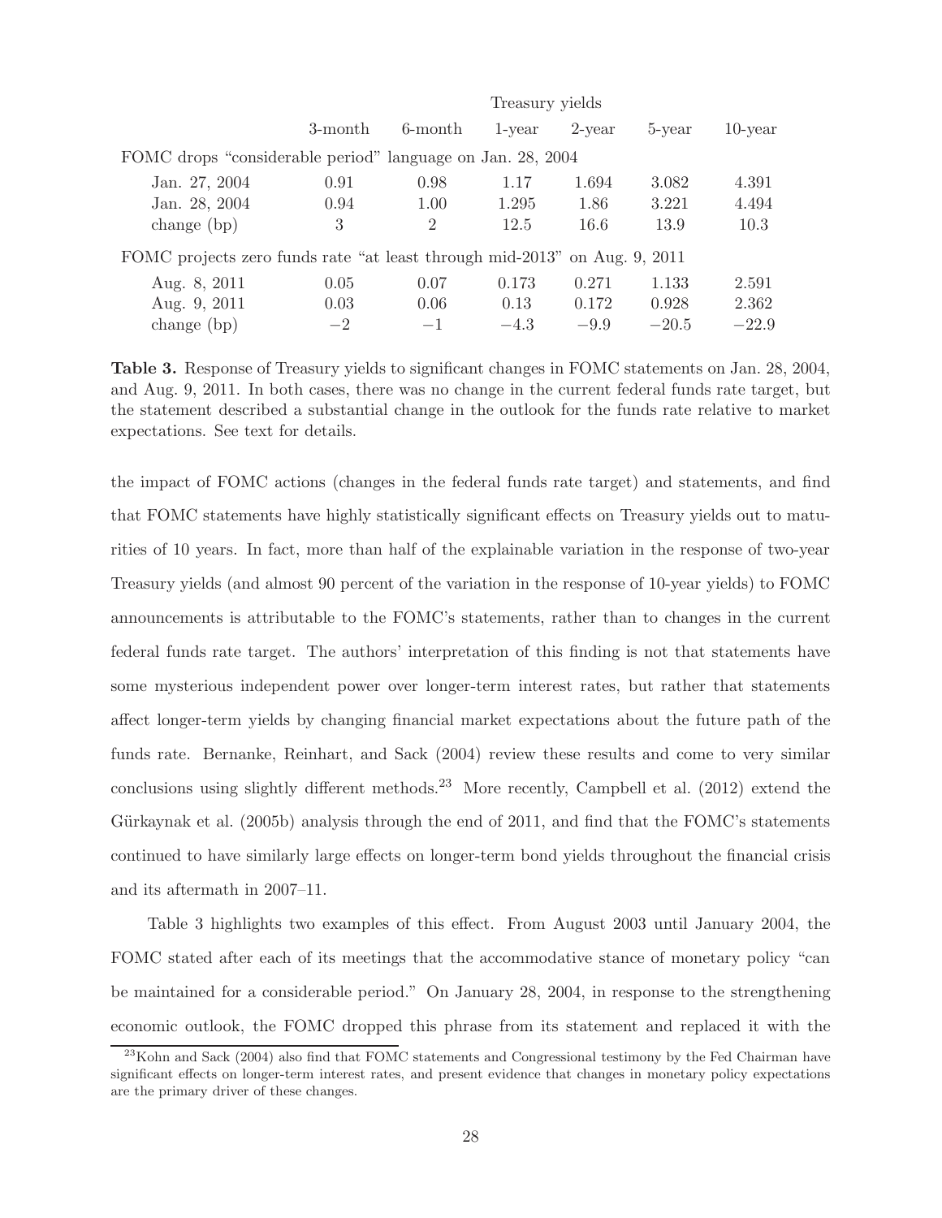| | Treasury yields | | | | | |
|---|---|---|---|---|---|---|
| | 3-month | 6-month | 1-year | 2-year | 5-year | 10-year |
| FOMC drops "considerable period" language on Jan. 28, 2004 | | | | | | |
| Jan. 27, 2004 | 0.91 | 0.98 | 1.17 | 1.694 | 3.082 | 4.391 |
| Jan. 28, 2004 | 0.94 | 1.00 | 1.295 | 1.86 | 3.221 | 4.494 |
| change (bp) | 3 | 2 | 12.5 | 16.6 | 13.9 | 10.3 |
| FOMC projects zero funds rate "at least through mid-2013" on Aug. 9, 2011 | | | | | | |
| Aug. 8, 2011 | 0.05 | 0.07 | 0.173 | 0.271 | 1.133 | 2.591 |
| Aug. 9, 2011 | 0.03 | 0.06 | 0.13 | 0.172 | 0.928 | 2.362 |
| change (bp) | −2 | −1 | −4.3 | −9.9 | −20.5 | −22.9 |

**Table 3.** Response of Treasury yields to significant changes in FOMC statements on Jan. 28, 2004, and Aug. 9, 2011. In both cases, there was no change in the current federal funds rate target, but the statement described a substantial change in the outlook for the funds rate relative to market expectations. See text for details.

the impact of FOMC actions (changes in the federal funds rate target) and statements, and find that FOMC statements have highly statistically significant effects on Treasury yields out to maturities of 10 years. In fact, more than half of the explainable variation in the response of two-year Treasury yields (and almost 90 percent of the variation in the response of 10-year yields) to FOMC announcements is attributable to the FOMC's statements, rather than to changes in the current federal funds rate target. The authors' interpretation of this finding is not that statements have some mysterious independent power over longer-term interest rates, but rather that statements affect longer-term yields by changing financial market expectations about the future path of the funds rate. Bernanke, Reinhart, and Sack (2004) review these results and come to very similar conclusions using slightly different methods.[23] More recently, Campbell et al. (2012) extend the Gürkaynak et al. (2005b) analysis through the end of 2011, and find that the FOMC's statements continued to have similarly large effects on longer-term bond yields throughout the financial crisis and its aftermath in 2007–11.

Table 3 highlights two examples of this effect. From August 2003 until January 2004, the FOMC stated after each of its meetings that the accommodative stance of monetary policy "can be maintained for a considerable period." On January 28, 2004, in response to the strengthening economic outlook, the FOMC dropped this phrase from its statement and replaced it with the

[23] Kohn and Sack (2004) also find that FOMC statements and Congressional testimony by the Fed Chairman have significant effects on longer-term interest rates, and present evidence that changes in monetary policy expectations are the primary driver of these changes.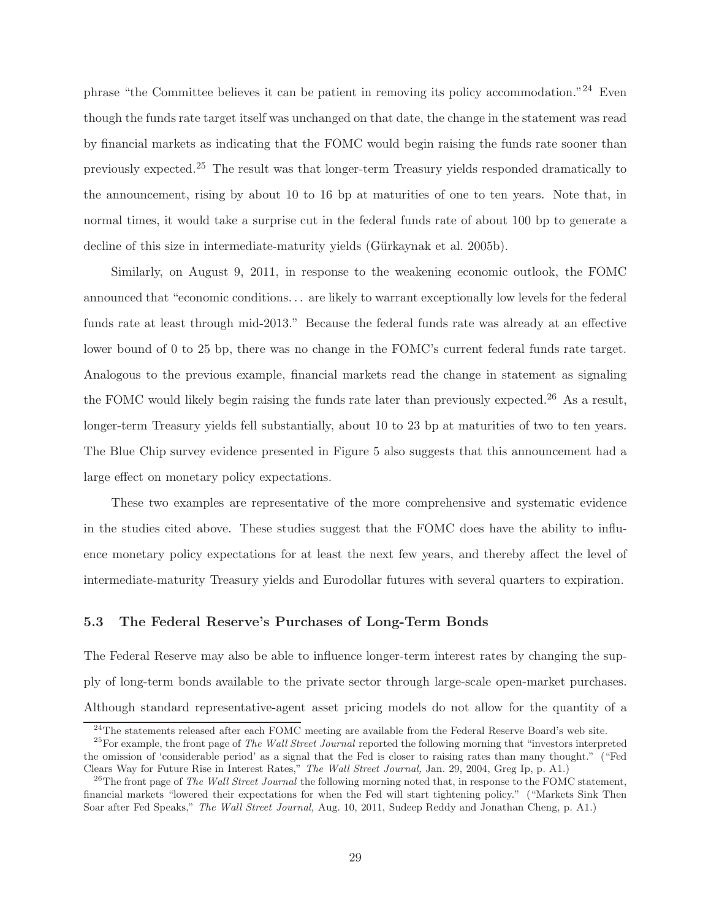phrase "the Committee believes it can be patient in removing its policy accommodation."[24] Even though the funds rate target itself was unchanged on that date, the change in the statement was read by financial markets as indicating that the FOMC would begin raising the funds rate sooner than previously expected.[25] The result was that longer-term Treasury yields responded dramatically to the announcement, rising by about 10 to 16 bp at maturities of one to ten years. Note that, in normal times, it would take a surprise cut in the federal funds rate of about 100 bp to generate a decline of this size in intermediate-maturity yields (Gürkaynak et al. 2005b).

Similarly, on August 9, 2011, in response to the weakening economic outlook, the FOMC announced that "economic conditions... are likely to warrant exceptionally low levels for the federal funds rate at least through mid-2013." Because the federal funds rate was already at an effective lower bound of 0 to 25 bp, there was no change in the FOMC's current federal funds rate target. Analogous to the previous example, financial markets read the change in statement as signaling the FOMC would likely begin raising the funds rate later than previously expected.[26] As a result, longer-term Treasury yields fell substantially, about 10 to 23 bp at maturities of two to ten years. The Blue Chip survey evidence presented in Figure 5 also suggests that this announcement had a large effect on monetary policy expectations.

These two examples are representative of the more comprehensive and systematic evidence in the studies cited above. These studies suggest that the FOMC does have the ability to influence monetary policy expectations for at least the next few years, and thereby affect the level of intermediate-maturity Treasury yields and Eurodollar futures with several quarters to expiration.

### 5.3 The Federal Reserve's Purchases of Long-Term Bonds

The Federal Reserve may also be able to influence longer-term interest rates by changing the supply of long-term bonds available to the private sector through large-scale open-market purchases. Although standard representative-agent asset pricing models do not allow for the quantity of a

[24] The statements released after each FOMC meeting are available from the Federal Reserve Board's web site.

[25] For example, the front page of *The Wall Street Journal* reported the following morning that "investors interpreted the omission of 'considerable period' as a signal that the Fed is closer to raising rates than many thought." ("Fed Clears Way for Future Rise in Interest Rates," *The Wall Street Journal,* Jan. 29, 2004, Greg Ip, p. A1.)

[26] The front page of *The Wall Street Journal* the following morning noted that, in response to the FOMC statement, financial markets "lowered their expectations for when the Fed will start tightening policy." ("Markets Sink Then Soar after Fed Speaks," *The Wall Street Journal,* Aug. 10, 2011, Sudeep Reddy and Jonathan Cheng, p. A1.)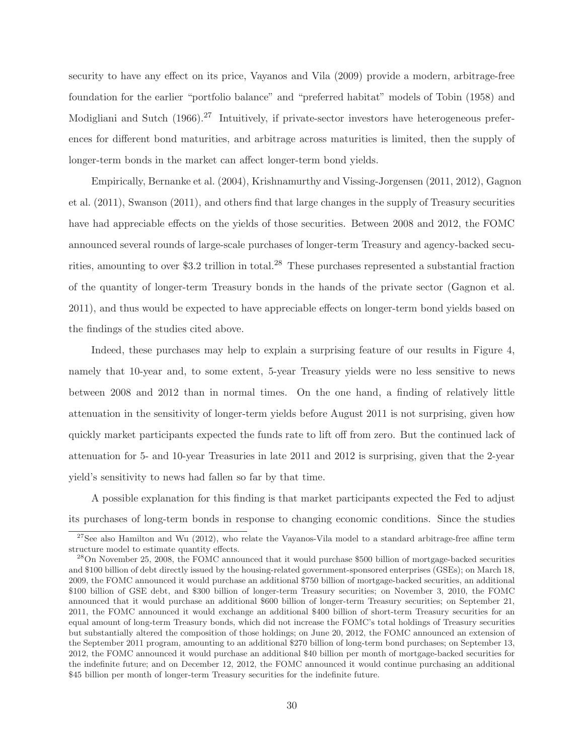security to have any effect on its price, Vayanos and Vila (2009) provide a modern, arbitrage-free foundation for the earlier "portfolio balance" and "preferred habitat" models of Tobin (1958) and Modigliani and Sutch (1966).[27] Intuitively, if private-sector investors have heterogeneous preferences for different bond maturities, and arbitrage across maturities is limited, then the supply of longer-term bonds in the market can affect longer-term bond yields.

Empirically, Bernanke et al. (2004), Krishnamurthy and Vissing-Jorgensen (2011, 2012), Gagnon et al. (2011), Swanson (2011), and others find that large changes in the supply of Treasury securities have had appreciable effects on the yields of those securities. Between 2008 and 2012, the FOMC announced several rounds of large-scale purchases of longer-term Treasury and agency-backed securities, amounting to over \$3.2 trillion in total.[28] These purchases represented a substantial fraction of the quantity of longer-term Treasury bonds in the hands of the private sector (Gagnon et al. 2011), and thus would be expected to have appreciable effects on longer-term bond yields based on the findings of the studies cited above.

Indeed, these purchases may help to explain a surprising feature of our results in Figure 4, namely that 10-year and, to some extent, 5-year Treasury yields were no less sensitive to news between 2008 and 2012 than in normal times. On the one hand, a finding of relatively little attenuation in the sensitivity of longer-term yields before August 2011 is not surprising, given how quickly market participants expected the funds rate to lift off from zero. But the continued lack of attenuation for 5- and 10-year Treasuries in late 2011 and 2012 is surprising, given that the 2-year yield's sensitivity to news had fallen so far by that time.

A possible explanation for this finding is that market participants expected the Fed to adjust its purchases of long-term bonds in response to changing economic conditions. Since the studies

[27] See also Hamilton and Wu (2012), who relate the Vayanos-Vila model to a standard arbitrage-free affine term structure model to estimate quantity effects.

[28] On November 25, 2008, the FOMC announced that it would purchase \$500 billion of mortgage-backed securities and \$100 billion of debt directly issued by the housing-related government-sponsored enterprises (GSEs); on March 18, 2009, the FOMC announced it would purchase an additional \$750 billion of mortgage-backed securities, an additional \$100 billion of GSE debt, and \$300 billion of longer-term Treasury securities; on November 3, 2010, the FOMC announced that it would purchase an additional \$600 billion of longer-term Treasury securities; on September 21, 2011, the FOMC announced it would exchange an additional \$400 billion of short-term Treasury securities for an equal amount of long-term Treasury bonds, which did not increase the FOMC's total holdings of Treasury securities but substantially altered the composition of those holdings; on June 20, 2012, the FOMC announced an extension of the September 2011 program, amounting to an additional \$270 billion of long-term bond purchases; on September 13, 2012, the FOMC announced it would purchase an additional \$40 billion per month of mortgage-backed securities for the indefinite future; and on December 12, 2012, the FOMC announced it would continue purchasing an additional \$45 billion per month of longer-term Treasury securities for the indefinite future.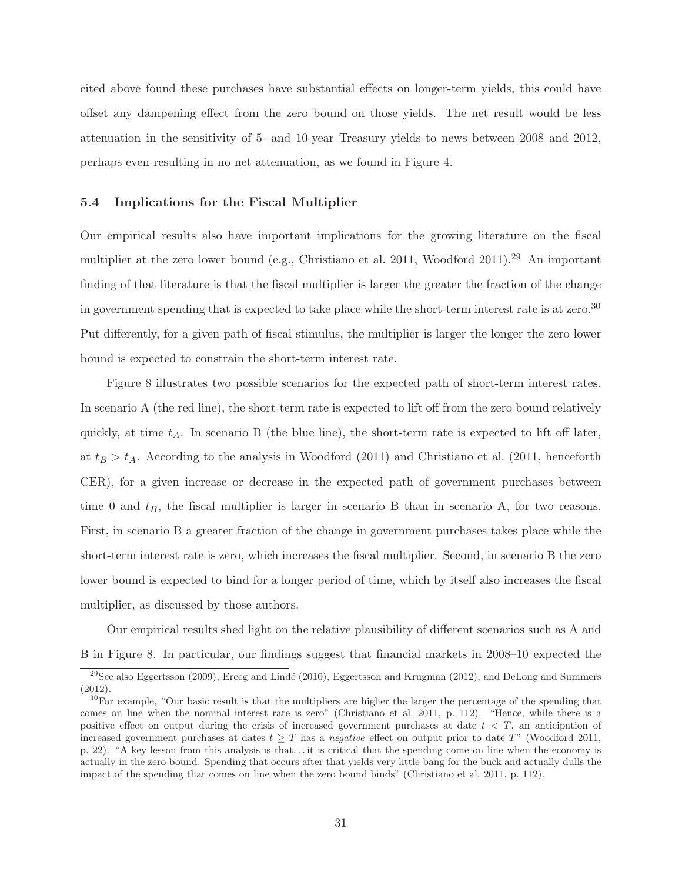cited above found these purchases have substantial effects on longer-term yields, this could have offset any dampening effect from the zero bound on those yields. The net result would be less attenuation in the sensitivity of 5- and 10-year Treasury yields to news between 2008 and 2012, perhaps even resulting in no net attenuation, as we found in Figure 4.

### 5.4 Implications for the Fiscal Multiplier

Our empirical results also have important implications for the growing literature on the fiscal multiplier at the zero lower bound (e.g., Christiano et al. 2011, Woodford 2011).[29] An important finding of that literature is that the fiscal multiplier is larger the greater the fraction of the change in government spending that is expected to take place while the short-term interest rate is at zero.[30] Put differently, for a given path of fiscal stimulus, the multiplier is larger the longer the zero lower bound is expected to constrain the short-term interest rate.

Figure 8 illustrates two possible scenarios for the expected path of short-term interest rates. In scenario A (the red line), the short-term rate is expected to lift off from the zero bound relatively quickly, at time $t_A$. In scenario B (the blue line), the short-term rate is expected to lift off later, at $t_B > t_A$. According to the analysis in Woodford (2011) and Christiano et al. (2011, henceforth CER), for a given increase or decrease in the expected path of government purchases between time 0 and $t_B$, the fiscal multiplier is larger in scenario B than in scenario A, for two reasons. First, in scenario B a greater fraction of the change in government purchases takes place while the short-term interest rate is zero, which increases the fiscal multiplier. Second, in scenario B the zero lower bound is expected to bind for a longer period of time, which by itself also increases the fiscal multiplier, as discussed by those authors.

Our empirical results shed light on the relative plausibility of different scenarios such as A and B in Figure 8. In particular, our findings suggest that financial markets in 2008–10 expected the

[29] See also Eggertsson (2009), Erceg and Lindé (2010), Eggertsson and Krugman (2012), and DeLong and Summers (2012).

[30] For example, "Our basic result is that the multipliers are higher the larger the percentage of the spending that comes on line when the nominal interest rate is zero" (Christiano et al. 2011, p. 112). "Hence, while there is a positive effect on output during the crisis of increased government purchases at date $t < T$, an anticipation of increased government purchases at dates $t \geq T$ has a *negative* effect on output prior to date $T$" (Woodford 2011, p. 22). "A key lesson from this analysis is that...it is critical that the spending come on line when the economy is actually in the zero bound. Spending that occurs after that yields very little bang for the buck and actually dulls the impact of the spending that comes on line when the zero bound binds" (Christiano et al. 2011, p. 112).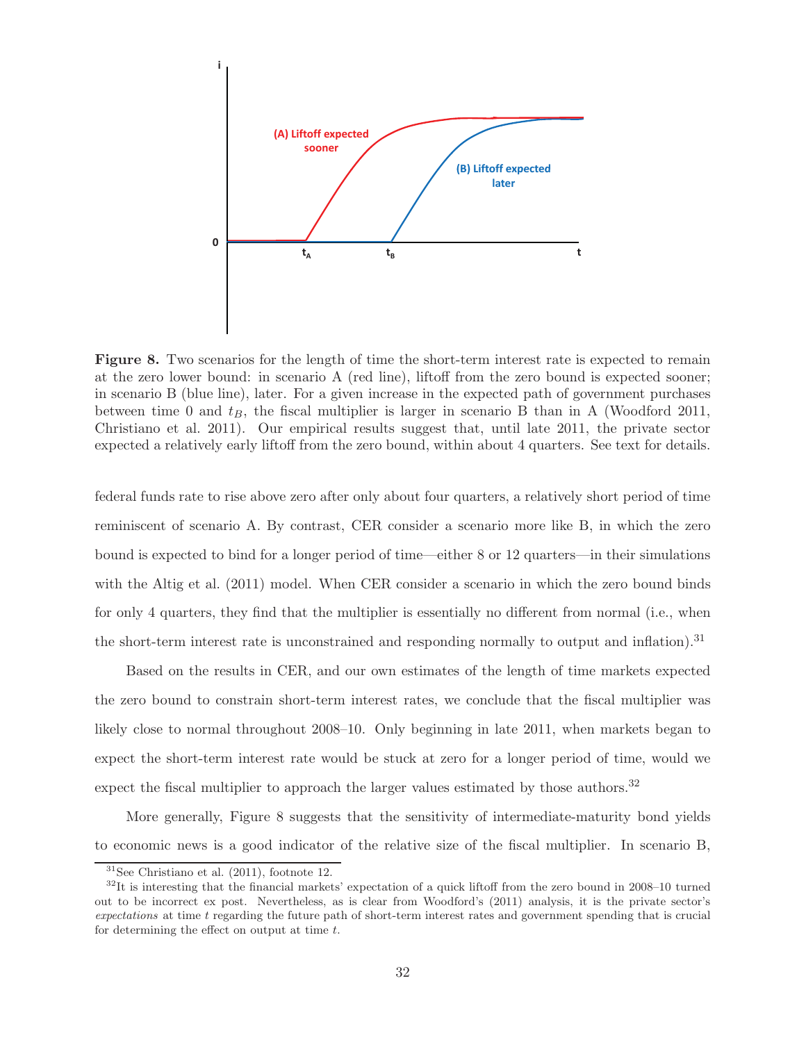**Figure 8.** Two scenarios for the length of time the short-term interest rate is expected to remain at the zero lower bound: in scenario A (red line), liftoff from the zero bound is expected sooner; in scenario B (blue line), later. For a given increase in the expected path of government purchases between time 0 and $t_B$, the fiscal multiplier is larger in scenario B than in A (Woodford 2011, Christiano et al. 2011). Our empirical results suggest that, until late 2011, the private sector expected a relatively early liftoff from the zero bound, within about 4 quarters. See text for details.

federal funds rate to rise above zero after only about four quarters, a relatively short period of time reminiscent of scenario A. By contrast, CER consider a scenario more like B, in which the zero bound is expected to bind for a longer period of time—either 8 or 12 quarters—in their simulations with the Altig et al. (2011) model. When CER consider a scenario in which the zero bound binds for only 4 quarters, they find that the multiplier is essentially no different from normal (i.e., when the short-term interest rate is unconstrained and responding normally to output and inflation).[31]

Based on the results in CER, and our own estimates of the length of time markets expected the zero bound to constrain short-term interest rates, we conclude that the fiscal multiplier was likely close to normal throughout 2008–10. Only beginning in late 2011, when markets began to expect the short-term interest rate would be stuck at zero for a longer period of time, would we expect the fiscal multiplier to approach the larger values estimated by those authors.[32]

More generally, Figure 8 suggests that the sensitivity of intermediate-maturity bond yields to economic news is a good indicator of the relative size of the fiscal multiplier. In scenario B,

[31] See Christiano et al. (2011), footnote 12.

[32] It is interesting that the financial markets' expectation of a quick liftoff from the zero bound in 2008–10 turned out to be incorrect ex post. Nevertheless, as is clear from Woodford's (2011) analysis, it is the private sector's *expectations* at time $t$ regarding the future path of short-term interest rates and government spending that is crucial for determining the effect on output at time $t$.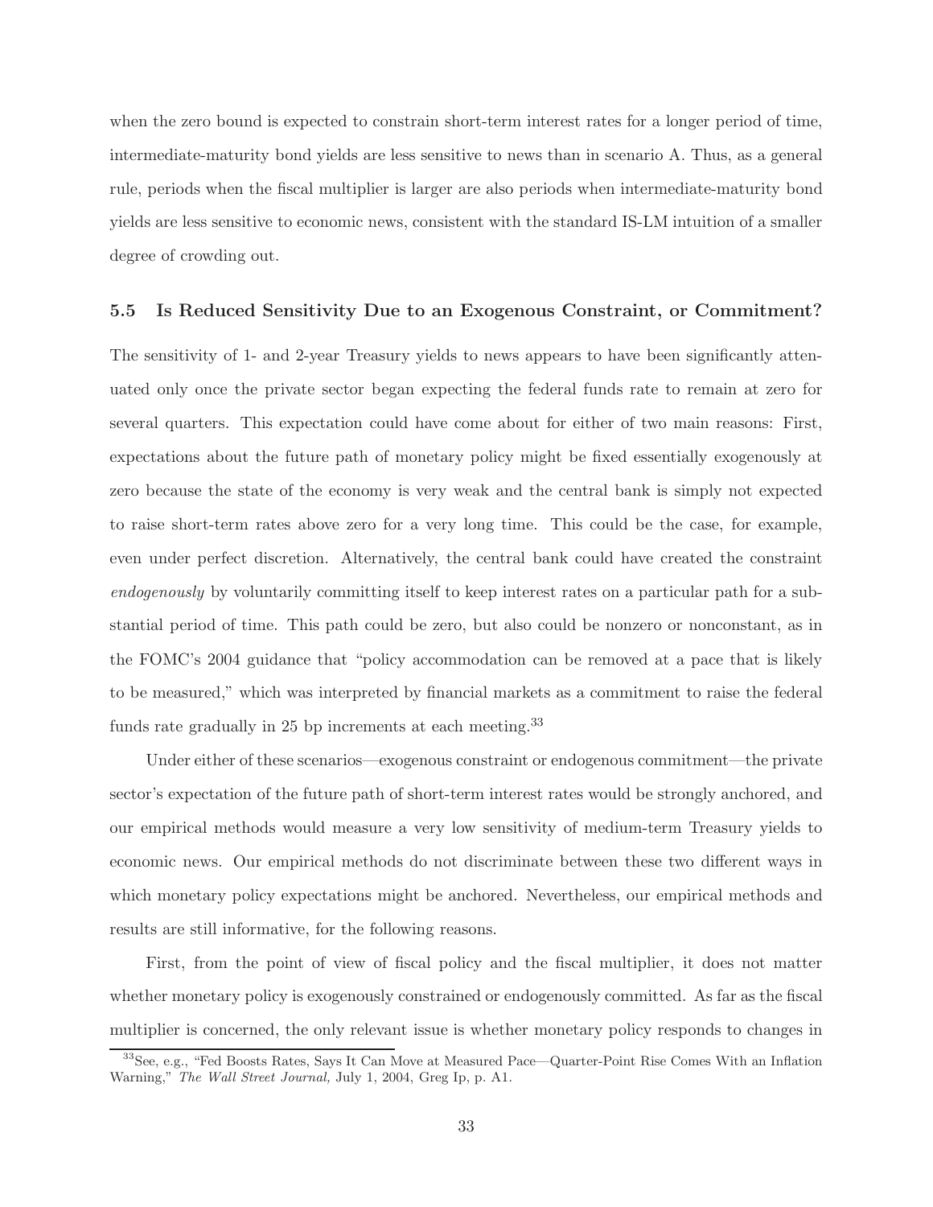when the zero bound is expected to constrain short-term interest rates for a longer period of time, intermediate-maturity bond yields are less sensitive to news than in scenario A. Thus, as a general rule, periods when the fiscal multiplier is larger are also periods when intermediate-maturity bond yields are less sensitive to economic news, consistent with the standard IS-LM intuition of a smaller degree of crowding out.

### 5.5 Is Reduced Sensitivity Due to an Exogenous Constraint, or Commitment?

The sensitivity of 1- and 2-year Treasury yields to news appears to have been significantly attenuated only once the private sector began expecting the federal funds rate to remain at zero for several quarters. This expectation could have come about for either of two main reasons: First, expectations about the future path of monetary policy might be fixed essentially exogenously at zero because the state of the economy is very weak and the central bank is simply not expected to raise short-term rates above zero for a very long time. This could be the case, for example, even under perfect discretion. Alternatively, the central bank could have created the constraint *endogenously* by voluntarily committing itself to keep interest rates on a particular path for a substantial period of time. This path could be zero, but also could be nonzero or nonconstant, as in the FOMC's 2004 guidance that "policy accommodation can be removed at a pace that is likely to be measured," which was interpreted by financial markets as a commitment to raise the federal funds rate gradually in 25 bp increments at each meeting.[33]

Under either of these scenarios—exogenous constraint or endogenous commitment—the private sector's expectation of the future path of short-term interest rates would be strongly anchored, and our empirical methods would measure a very low sensitivity of medium-term Treasury yields to economic news. Our empirical methods do not discriminate between these two different ways in which monetary policy expectations might be anchored. Nevertheless, our empirical methods and results are still informative, for the following reasons.

First, from the point of view of fiscal policy and the fiscal multiplier, it does not matter whether monetary policy is exogenously constrained or endogenously committed. As far as the fiscal multiplier is concerned, the only relevant issue is whether monetary policy responds to changes in

[33] See, e.g., "Fed Boosts Rates, Says It Can Move at Measured Pace—Quarter-Point Rise Comes With an Inflation Warning," *The Wall Street Journal,* July 1, 2004, Greg Ip, p. A1.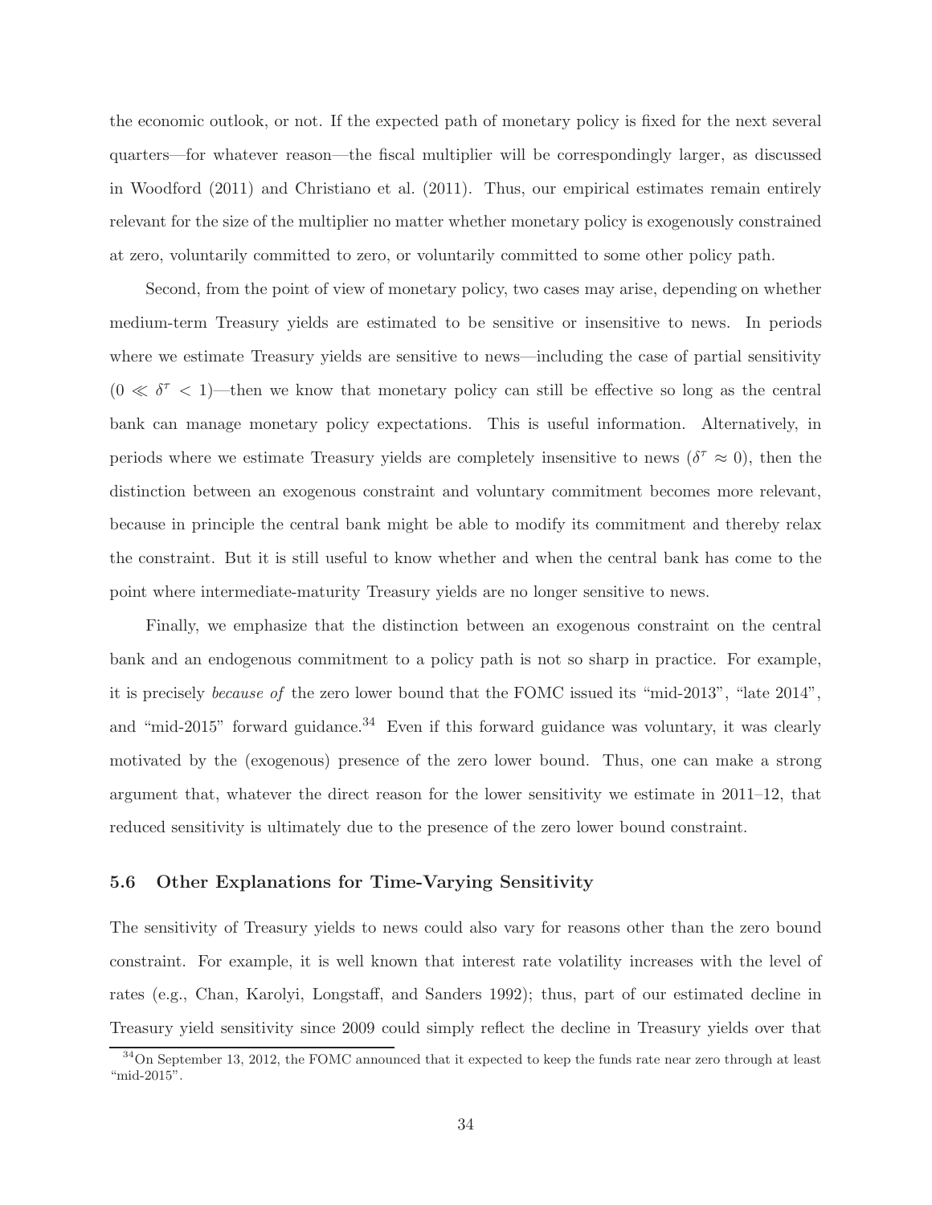the economic outlook, or not. If the expected path of monetary policy is fixed for the next several quarters—for whatever reason—the fiscal multiplier will be correspondingly larger, as discussed in Woodford (2011) and Christiano et al. (2011). Thus, our empirical estimates remain entirely relevant for the size of the multiplier no matter whether monetary policy is exogenously constrained at zero, voluntarily committed to zero, or voluntarily committed to some other policy path.

Second, from the point of view of monetary policy, two cases may arise, depending on whether medium-term Treasury yields are estimated to be sensitive or insensitive to news. In periods where we estimate Treasury yields are sensitive to news—including the case of partial sensitivity ($0 \ll \delta^\tau < 1$)—then we know that monetary policy can still be effective so long as the central bank can manage monetary policy expectations. This is useful information. Alternatively, in periods where we estimate Treasury yields are completely insensitive to news ($\delta^\tau \approx 0$), then the distinction between an exogenous constraint and voluntary commitment becomes more relevant, because in principle the central bank might be able to modify its commitment and thereby relax the constraint. But it is still useful to know whether and when the central bank has come to the point where intermediate-maturity Treasury yields are no longer sensitive to news.

Finally, we emphasize that the distinction between an exogenous constraint on the central bank and an endogenous commitment to a policy path is not so sharp in practice. For example, it is precisely *because of* the zero lower bound that the FOMC issued its "mid-2013", "late 2014", and "mid-2015" forward guidance.[34] Even if this forward guidance was voluntary, it was clearly motivated by the (exogenous) presence of the zero lower bound. Thus, one can make a strong argument that, whatever the direct reason for the lower sensitivity we estimate in 2011–12, that reduced sensitivity is ultimately due to the presence of the zero lower bound constraint.

### 5.6 Other Explanations for Time-Varying Sensitivity

The sensitivity of Treasury yields to news could also vary for reasons other than the zero bound constraint. For example, it is well known that interest rate volatility increases with the level of rates (e.g., Chan, Karolyi, Longstaff, and Sanders 1992); thus, part of our estimated decline in Treasury yield sensitivity since 2009 could simply reflect the decline in Treasury yields over that

[34] On September 13, 2012, the FOMC announced that it expected to keep the funds rate near zero through at least "mid-2015".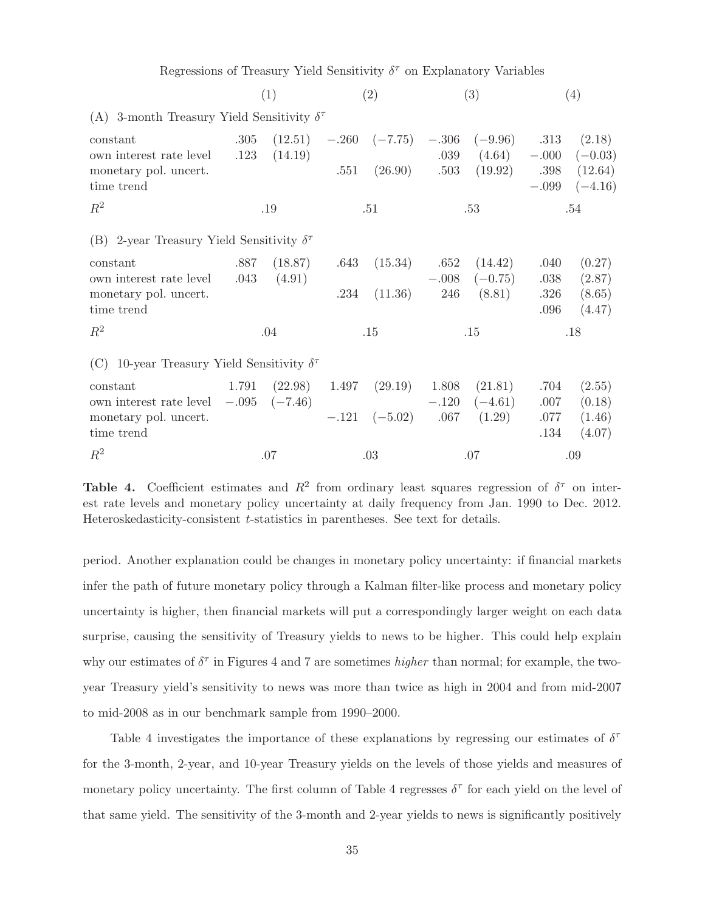Regressions of Treasury Yield Sensitivity $\delta^\tau$ on Explanatory Variables

| | (1) | | (2) | | (3) | | (4) | |
|---|---|---|---|---|---|---|---|---|
| (A) 3-month Treasury Yield Sensitivity $\delta^\tau$ | | | | | | | | |
| constant | .305 | (12.51) | −.260 | (−7.75) | −.306 | (−9.96) | .313 | (2.18) |
| own interest rate level | .123 | (14.19) | | | .039 | (4.64) | −.000 | (−0.03) |
| monetary pol. uncert. | | | .551 | (26.90) | .503 | (19.92) | .398 | (12.64) |
| time trend | | | | | | | −.099 | (−4.16) |
| $R^2$ | .19 | | .51 | | .53 | | .54 | |
| (B) 2-year Treasury Yield Sensitivity $\delta^\tau$ | | | | | | | | |
| constant | .887 | (18.87) | .643 | (15.34) | .652 | (14.42) | .040 | (0.27) |
| own interest rate level | .043 | (4.91) | | | −.008 | (−0.75) | .038 | (2.87) |
| monetary pol. uncert. | | | .234 | (11.36) | 246 | (8.81) | .326 | (8.65) |
| time trend | | | | | | | .096 | (4.47) |
| $R^2$ | .04 | | .15 | | .15 | | .18 | |
| (C) 10-year Treasury Yield Sensitivity $\delta^\tau$ | | | | | | | | |
| constant | 1.791 | (22.98) | 1.497 | (29.19) | 1.808 | (21.81) | .704 | (2.55) |
| own interest rate level | −.095 | (−7.46) | | | −.120 | (−4.61) | .007 | (0.18) |
| monetary pol. uncert. | | | −.121 | (−5.02) | .067 | (1.29) | .077 | (1.46) |
| time trend | | | | | | | .134 | (4.07) |
| $R^2$ | .07 | | .03 | | .07 | | .09 | |

**Table 4.** Coefficient estimates and $R^2$ from ordinary least squares regression of $\delta^\tau$ on interest rate levels and monetary policy uncertainty at daily frequency from Jan. 1990 to Dec. 2012. Heteroskedasticity-consistent $t$-statistics in parentheses. See text for details.

period. Another explanation could be changes in monetary policy uncertainty: if financial markets infer the path of future monetary policy through a Kalman filter-like process and monetary policy uncertainty is higher, then financial markets will put a correspondingly larger weight on each data surprise, causing the sensitivity of Treasury yields to news to be higher. This could help explain why our estimates of $\delta^\tau$ in Figures 4 and 7 are sometimes *higher* than normal; for example, the two-year Treasury yield's sensitivity to news was more than twice as high in 2004 and from mid-2007 to mid-2008 as in our benchmark sample from 1990–2000.

Table 4 investigates the importance of these explanations by regressing our estimates of $\delta^\tau$ for the 3-month, 2-year, and 10-year Treasury yields on the levels of those yields and measures of monetary policy uncertainty. The first column of Table 4 regresses $\delta^\tau$ for each yield on the level of that same yield. The sensitivity of the 3-month and 2-year yields to news is significantly positively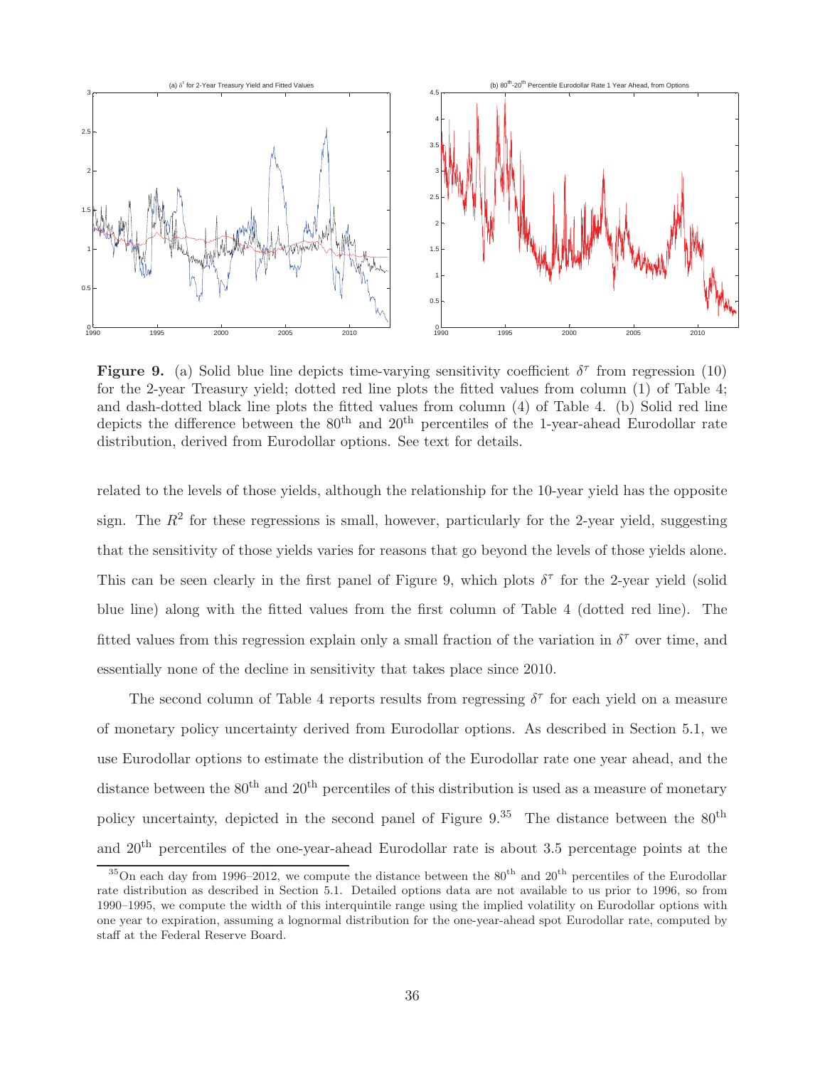**Figure 9.** (a) Solid blue line depicts time-varying sensitivity coefficient $\delta^\tau$ from regression (10) for the 2-year Treasury yield; dotted red line plots the fitted values from column (1) of Table 4; and dash-dotted black line plots the fitted values from column (4) of Table 4. (b) Solid red line depicts the difference between the 80th and 20th percentiles of the 1-year-ahead Eurodollar rate distribution, derived from Eurodollar options. See text for details.

related to the levels of those yields, although the relationship for the 10-year yield has the opposite sign. The $R^2$ for these regressions is small, however, particularly for the 2-year yield, suggesting that the sensitivity of those yields varies for reasons that go beyond the levels of those yields alone. This can be seen clearly in the first panel of Figure 9, which plots $\delta^\tau$ for the 2-year yield (solid blue line) along with the fitted values from the first column of Table 4 (dotted red line). The fitted values from this regression explain only a small fraction of the variation in $\delta^\tau$ over time, and essentially none of the decline in sensitivity that takes place since 2010.

The second column of Table 4 reports results from regressing $\delta^\tau$ for each yield on a measure of monetary policy uncertainty derived from Eurodollar options. As described in Section 5.1, we use Eurodollar options to estimate the distribution of the Eurodollar rate one year ahead, and the distance between the 80th and 20th percentiles of this distribution is used as a measure of monetary policy uncertainty, depicted in the second panel of Figure 9.[35] The distance between the 80th and 20th percentiles of the one-year-ahead Eurodollar rate is about 3.5 percentage points at the

[35] On each day from 1996–2012, we compute the distance between the 80th and 20th percentiles of the Eurodollar rate distribution as described in Section 5.1. Detailed options data are not available to us prior to 1996, so from 1990–1995, we compute the width of this interquintile range using the implied volatility on Eurodollar options with one year to expiration, assuming a lognormal distribution for the one-year-ahead spot Eurodollar rate, computed by staff at the Federal Reserve Board.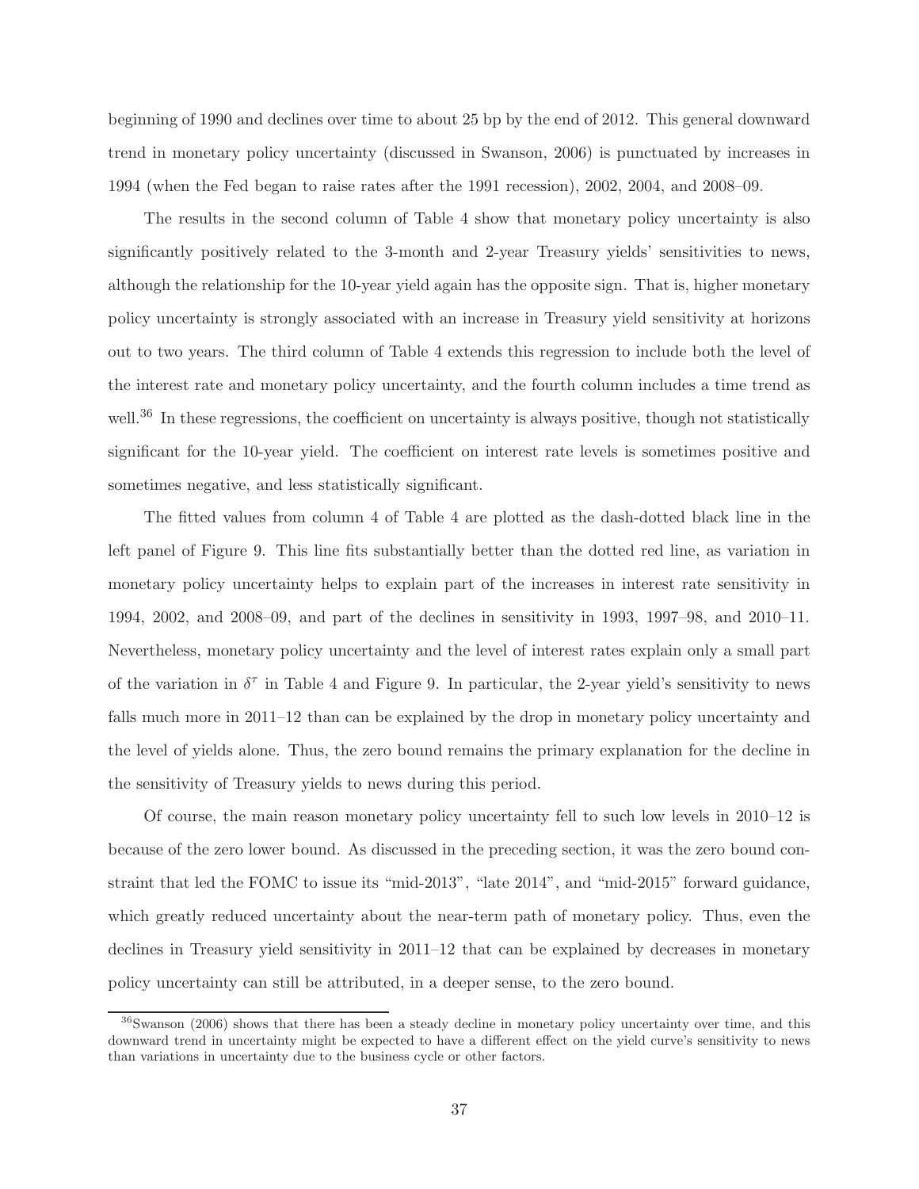beginning of 1990 and declines over time to about 25 bp by the end of 2012. This general downward trend in monetary policy uncertainty (discussed in Swanson, 2006) is punctuated by increases in 1994 (when the Fed began to raise rates after the 1991 recession), 2002, 2004, and 2008–09.

The results in the second column of Table 4 show that monetary policy uncertainty is also significantly positively related to the 3-month and 2-year Treasury yields' sensitivities to news, although the relationship for the 10-year yield again has the opposite sign. That is, higher monetary policy uncertainty is strongly associated with an increase in Treasury yield sensitivity at horizons out to two years. The third column of Table 4 extends this regression to include both the level of the interest rate and monetary policy uncertainty, and the fourth column includes a time trend as well.[36] In these regressions, the coefficient on uncertainty is always positive, though not statistically significant for the 10-year yield. The coefficient on interest rate levels is sometimes positive and sometimes negative, and less statistically significant.

The fitted values from column 4 of Table 4 are plotted as the dash-dotted black line in the left panel of Figure 9. This line fits substantially better than the dotted red line, as variation in monetary policy uncertainty helps to explain part of the increases in interest rate sensitivity in 1994, 2002, and 2008–09, and part of the declines in sensitivity in 1993, 1997–98, and 2010–11. Nevertheless, monetary policy uncertainty and the level of interest rates explain only a small part of the variation in $\delta^\tau$ in Table 4 and Figure 9. In particular, the 2-year yield's sensitivity to news falls much more in 2011–12 than can be explained by the drop in monetary policy uncertainty and the level of yields alone. Thus, the zero bound remains the primary explanation for the decline in the sensitivity of Treasury yields to news during this period.

Of course, the main reason monetary policy uncertainty fell to such low levels in 2010–12 is because of the zero lower bound. As discussed in the preceding section, it was the zero bound constraint that led the FOMC to issue its "mid-2013", "late 2014", and "mid-2015" forward guidance, which greatly reduced uncertainty about the near-term path of monetary policy. Thus, even the declines in Treasury yield sensitivity in 2011–12 that can be explained by decreases in monetary policy uncertainty can still be attributed, in a deeper sense, to the zero bound.

[36] Swanson (2006) shows that there has been a steady decline in monetary policy uncertainty over time, and this downward trend in uncertainty might be expected to have a different effect on the yield curve's sensitivity to news than variations in uncertainty due to the business cycle or other factors.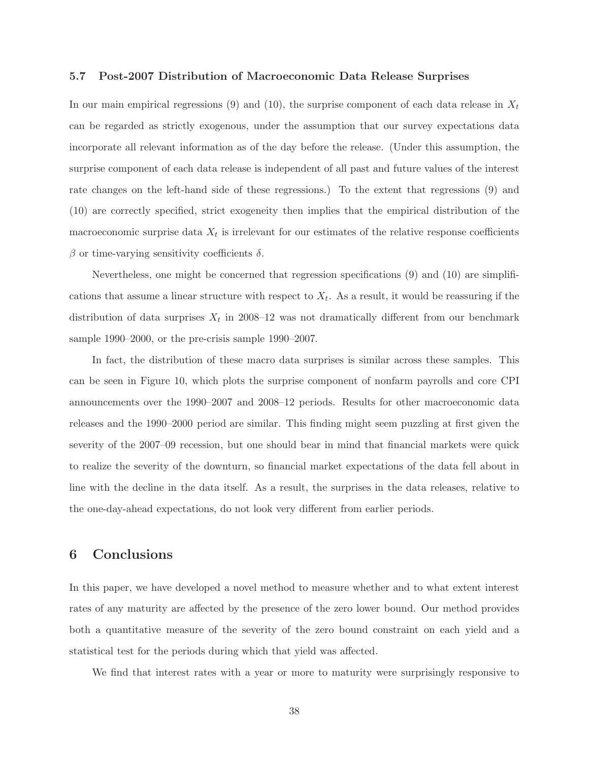### 5.7 Post-2007 Distribution of Macroeconomic Data Release Surprises

In our main empirical regressions (9) and (10), the surprise component of each data release in $X_t$ can be regarded as strictly exogenous, under the assumption that our survey expectations data incorporate all relevant information as of the day before the release. (Under this assumption, the surprise component of each data release is independent of all past and future values of the interest rate changes on the left-hand side of these regressions.) To the extent that regressions (9) and (10) are correctly specified, strict exogeneity then implies that the empirical distribution of the macroeconomic surprise data $X_t$ is irrelevant for our estimates of the relative response coefficients $\beta$ or time-varying sensitivity coefficients $\delta$.

Nevertheless, one might be concerned that regression specifications (9) and (10) are simplifications that assume a linear structure with respect to $X_t$. As a result, it would be reassuring if the distribution of data surprises $X_t$ in 2008–12 was not dramatically different from our benchmark sample 1990–2000, or the pre-crisis sample 1990–2007.

In fact, the distribution of these macro data surprises is similar across these samples. This can be seen in Figure 10, which plots the surprise component of nonfarm payrolls and core CPI announcements over the 1990–2007 and 2008–12 periods. Results for other macroeconomic data releases and the 1990–2000 period are similar. This finding might seem puzzling at first given the severity of the 2007–09 recession, but one should bear in mind that financial markets were quick to realize the severity of the downturn, so financial market expectations of the data fell about in line with the decline in the data itself. As a result, the surprises in the data releases, relative to the one-day-ahead expectations, do not look very different from earlier periods.

## 6 Conclusions

In this paper, we have developed a novel method to measure whether and to what extent interest rates of any maturity are affected by the presence of the zero lower bound. Our method provides both a quantitative measure of the severity of the zero bound constraint on each yield and a statistical test for the periods during which that yield was affected.

We find that interest rates with a year or more to maturity were surprisingly responsive to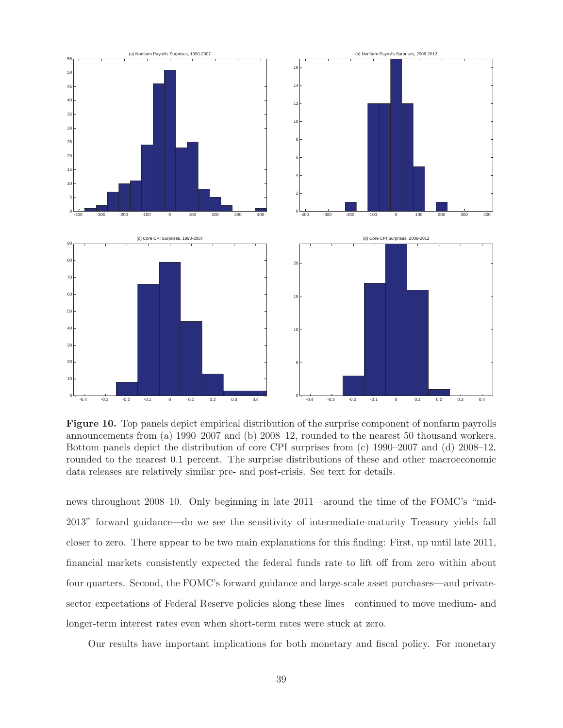**Figure 10.** Top panels depict empirical distribution of the surprise component of nonfarm payrolls announcements from (a) 1990–2007 and (b) 2008–12, rounded to the nearest 50 thousand workers. Bottom panels depict the distribution of core CPI surprises from (c) 1990–2007 and (d) 2008–12, rounded to the nearest 0.1 percent. The surprise distributions of these and other macroeconomic data releases are relatively similar pre- and post-crisis. See text for details.

news throughout 2008–10. Only beginning in late 2011—around the time of the FOMC's "mid-2013" forward guidance—do we see the sensitivity of intermediate-maturity Treasury yields fall closer to zero. There appear to be two main explanations for this finding: First, up until late 2011, financial markets consistently expected the federal funds rate to lift off from zero within about four quarters. Second, the FOMC's forward guidance and large-scale asset purchases—and private-sector expectations of Federal Reserve policies along these lines—continued to move medium- and longer-term interest rates even when short-term rates were stuck at zero.

Our results have important implications for both monetary and fiscal policy. For monetary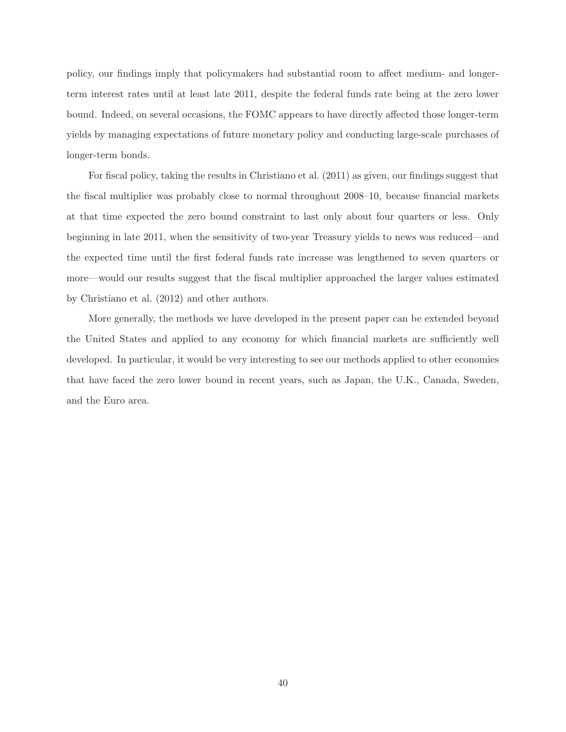policy, our findings imply that policymakers had substantial room to affect medium- and longer-term interest rates until at least late 2011, despite the federal funds rate being at the zero lower bound. Indeed, on several occasions, the FOMC appears to have directly affected those longer-term yields by managing expectations of future monetary policy and conducting large-scale purchases of longer-term bonds.

For fiscal policy, taking the results in Christiano et al. (2011) as given, our findings suggest that the fiscal multiplier was probably close to normal throughout 2008–10, because financial markets at that time expected the zero bound constraint to last only about four quarters or less. Only beginning in late 2011, when the sensitivity of two-year Treasury yields to news was reduced—and the expected time until the first federal funds rate increase was lengthened to seven quarters or more—would our results suggest that the fiscal multiplier approached the larger values estimated by Christiano et al. (2012) and other authors.

More generally, the methods we have developed in the present paper can be extended beyond the United States and applied to any economy for which financial markets are sufficiently well developed. In particular, it would be very interesting to see our methods applied to other economies that have faced the zero lower bound in recent years, such as Japan, the U.K., Canada, Sweden, and the Euro area.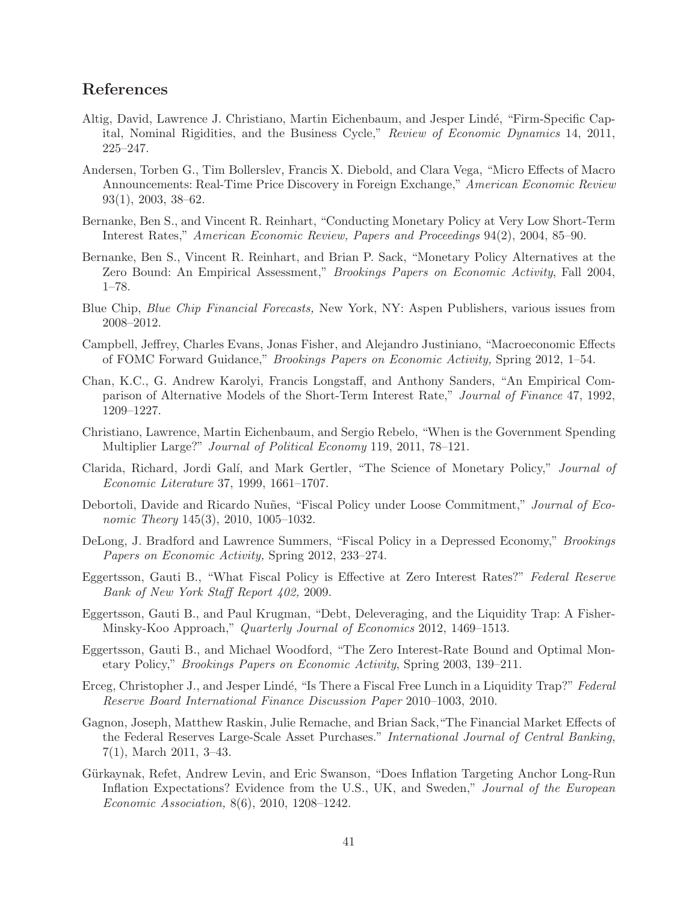## References

Altig, David, Lawrence J. Christiano, Martin Eichenbaum, and Jesper Lindé, "Firm-Specific Capital, Nominal Rigidities, and the Business Cycle," *Review of Economic Dynamics* 14, 2011, 225–247.

Andersen, Torben G., Tim Bollerslev, Francis X. Diebold, and Clara Vega, "Micro Effects of Macro Announcements: Real-Time Price Discovery in Foreign Exchange," *American Economic Review* 93(1), 2003, 38–62.

Bernanke, Ben S., and Vincent R. Reinhart, "Conducting Monetary Policy at Very Low Short-Term Interest Rates," *American Economic Review, Papers and Proceedings* 94(2), 2004, 85–90.

Bernanke, Ben S., Vincent R. Reinhart, and Brian P. Sack, "Monetary Policy Alternatives at the Zero Bound: An Empirical Assessment," *Brookings Papers on Economic Activity*, Fall 2004, 1–78.

Blue Chip, *Blue Chip Financial Forecasts,* New York, NY: Aspen Publishers, various issues from 2008–2012.

Campbell, Jeffrey, Charles Evans, Jonas Fisher, and Alejandro Justiniano, "Macroeconomic Effects of FOMC Forward Guidance," *Brookings Papers on Economic Activity,* Spring 2012, 1–54.

Chan, K.C., G. Andrew Karolyi, Francis Longstaff, and Anthony Sanders, "An Empirical Comparison of Alternative Models of the Short-Term Interest Rate," *Journal of Finance* 47, 1992, 1209–1227.

Christiano, Lawrence, Martin Eichenbaum, and Sergio Rebelo, "When is the Government Spending Multiplier Large?" *Journal of Political Economy* 119, 2011, 78–121.

Clarida, Richard, Jordi Galí, and Mark Gertler, "The Science of Monetary Policy," *Journal of Economic Literature* 37, 1999, 1661–1707.

Debortoli, Davide and Ricardo Nuñes, "Fiscal Policy under Loose Commitment," *Journal of Economic Theory* 145(3), 2010, 1005–1032.

DeLong, J. Bradford and Lawrence Summers, "Fiscal Policy in a Depressed Economy," *Brookings Papers on Economic Activity,* Spring 2012, 233–274.

Eggertsson, Gauti B., "What Fiscal Policy is Effective at Zero Interest Rates?" *Federal Reserve Bank of New York Staff Report 402,* 2009.

Eggertsson, Gauti B., and Paul Krugman, "Debt, Deleveraging, and the Liquidity Trap: A Fisher-Minsky-Koo Approach," *Quarterly Journal of Economics* 2012, 1469–1513.

Eggertsson, Gauti B., and Michael Woodford, "The Zero Interest-Rate Bound and Optimal Monetary Policy," *Brookings Papers on Economic Activity*, Spring 2003, 139–211.

Erceg, Christopher J., and Jesper Lindé, "Is There a Fiscal Free Lunch in a Liquidity Trap?" *Federal Reserve Board International Finance Discussion Paper* 2010–1003, 2010.

Gagnon, Joseph, Matthew Raskin, Julie Remache, and Brian Sack,"The Financial Market Effects of the Federal Reserves Large-Scale Asset Purchases." *International Journal of Central Banking*, 7(1), March 2011, 3–43.

Gürkaynak, Refet, Andrew Levin, and Eric Swanson, "Does Inflation Targeting Anchor Long-Run Inflation Expectations? Evidence from the U.S., UK, and Sweden," *Journal of the European Economic Association,* 8(6), 2010, 1208–1242.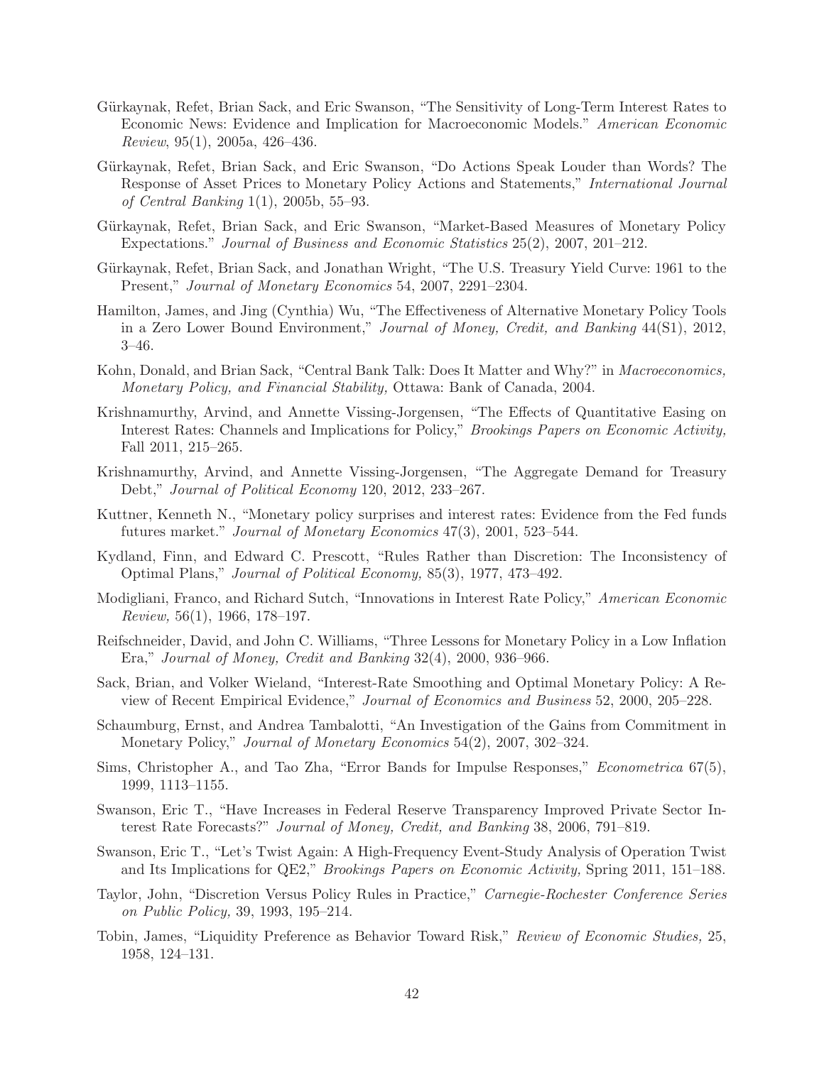Gürkaynak, Refet, Brian Sack, and Eric Swanson, "The Sensitivity of Long-Term Interest Rates to Economic News: Evidence and Implication for Macroeconomic Models." *American Economic Review*, 95(1), 2005a, 426–436.

Gürkaynak, Refet, Brian Sack, and Eric Swanson, "Do Actions Speak Louder than Words? The Response of Asset Prices to Monetary Policy Actions and Statements," *International Journal of Central Banking* 1(1), 2005b, 55–93.

Gürkaynak, Refet, Brian Sack, and Eric Swanson, "Market-Based Measures of Monetary Policy Expectations." *Journal of Business and Economic Statistics* 25(2), 2007, 201–212.

Gürkaynak, Refet, Brian Sack, and Jonathan Wright, "The U.S. Treasury Yield Curve: 1961 to the Present," *Journal of Monetary Economics* 54, 2007, 2291–2304.

Hamilton, James, and Jing (Cynthia) Wu, "The Effectiveness of Alternative Monetary Policy Tools in a Zero Lower Bound Environment," *Journal of Money, Credit, and Banking* 44(S1), 2012, 3–46.

Kohn, Donald, and Brian Sack, "Central Bank Talk: Does It Matter and Why?" in *Macroeconomics, Monetary Policy, and Financial Stability,* Ottawa: Bank of Canada, 2004.

Krishnamurthy, Arvind, and Annette Vissing-Jorgensen, "The Effects of Quantitative Easing on Interest Rates: Channels and Implications for Policy," *Brookings Papers on Economic Activity,* Fall 2011, 215–265.

Krishnamurthy, Arvind, and Annette Vissing-Jorgensen, "The Aggregate Demand for Treasury Debt," *Journal of Political Economy* 120, 2012, 233–267.

Kuttner, Kenneth N., "Monetary policy surprises and interest rates: Evidence from the Fed funds futures market." *Journal of Monetary Economics* 47(3), 2001, 523–544.

Kydland, Finn, and Edward C. Prescott, "Rules Rather than Discretion: The Inconsistency of Optimal Plans," *Journal of Political Economy,* 85(3), 1977, 473–492.

Modigliani, Franco, and Richard Sutch, "Innovations in Interest Rate Policy," *American Economic Review,* 56(1), 1966, 178–197.

Reifschneider, David, and John C. Williams, "Three Lessons for Monetary Policy in a Low Inflation Era," *Journal of Money, Credit and Banking* 32(4), 2000, 936–966.

Sack, Brian, and Volker Wieland, "Interest-Rate Smoothing and Optimal Monetary Policy: A Review of Recent Empirical Evidence," *Journal of Economics and Business* 52, 2000, 205–228.

Schaumburg, Ernst, and Andrea Tambalotti, "An Investigation of the Gains from Commitment in Monetary Policy," *Journal of Monetary Economics* 54(2), 2007, 302–324.

Sims, Christopher A., and Tao Zha, "Error Bands for Impulse Responses," *Econometrica* 67(5), 1999, 1113–1155.

Swanson, Eric T., "Have Increases in Federal Reserve Transparency Improved Private Sector Interest Rate Forecasts?" *Journal of Money, Credit, and Banking* 38, 2006, 791–819.

Swanson, Eric T., "Let's Twist Again: A High-Frequency Event-Study Analysis of Operation Twist and Its Implications for QE2," *Brookings Papers on Economic Activity,* Spring 2011, 151–188.

Taylor, John, "Discretion Versus Policy Rules in Practice," *Carnegie-Rochester Conference Series on Public Policy,* 39, 1993, 195–214.

Tobin, James, "Liquidity Preference as Behavior Toward Risk," *Review of Economic Studies,* 25, 1958, 124–131.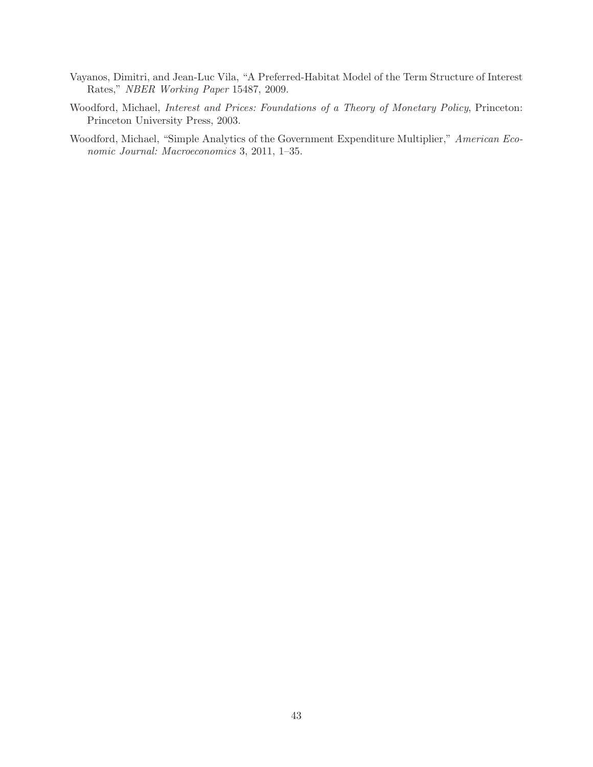Vayanos, Dimitri, and Jean-Luc Vila, "A Preferred-Habitat Model of the Term Structure of Interest Rates," *NBER Working Paper* 15487, 2009.

Woodford, Michael, *Interest and Prices: Foundations of a Theory of Monetary Policy*, Princeton: Princeton University Press, 2003.

Woodford, Michael, "Simple Analytics of the Government Expenditure Multiplier," *American Economic Journal: Macroeconomics* 3, 2011, 1–35.